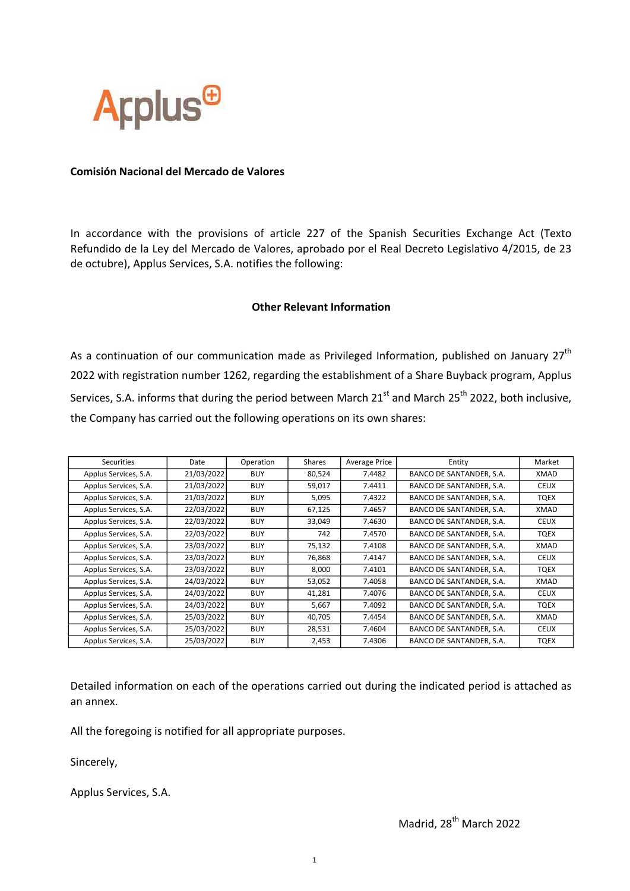**Comisión Nacional del Mercado de Valores**

In accordance with the provisions of article 227 of the Spanish Securities Exchange Act (Texto Refundido de la Ley del Mercado de Valores, aprobado por el Real Decreto Legislativo 4/2015, de 23 de octubre), Applus Services, S.A. notifies the following:

**Other Relevant Information**

As a continuation of our communication made as Privileged Information, published on January 27th 2022 with registration number 1262, regarding the establishment of a Share Buyback program, Applus Services, S.A. informs that during the period between March 21st and March 25th 2022, both inclusive, the Company has carried out the following operations on its own shares:

| Securities | Date | Operation | Shares | Average Price | Entity | Market |
|---|---|---|---|---|---|---|
| Applus Services, S.A. | 21/03/2022 | BUY | 80,524 | 7.4482 | BANCO DE SANTANDER, S.A. | XMAD |
| Applus Services, S.A. | 21/03/2022 | BUY | 59,017 | 7.4411 | BANCO DE SANTANDER, S.A. | CEUX |
| Applus Services, S.A. | 21/03/2022 | BUY | 5,095 | 7.4322 | BANCO DE SANTANDER, S.A. | TQEX |
| Applus Services, S.A. | 22/03/2022 | BUY | 67,125 | 7.4657 | BANCO DE SANTANDER, S.A. | XMAD |
| Applus Services, S.A. | 22/03/2022 | BUY | 33,049 | 7.4630 | BANCO DE SANTANDER, S.A. | CEUX |
| Applus Services, S.A. | 22/03/2022 | BUY | 742 | 7.4570 | BANCO DE SANTANDER, S.A. | TQEX |
| Applus Services, S.A. | 23/03/2022 | BUY | 75,132 | 7.4108 | BANCO DE SANTANDER, S.A. | XMAD |
| Applus Services, S.A. | 23/03/2022 | BUY | 76,868 | 7.4147 | BANCO DE SANTANDER, S.A. | CEUX |
| Applus Services, S.A. | 23/03/2022 | BUY | 8,000 | 7.4101 | BANCO DE SANTANDER, S.A. | TQEX |
| Applus Services, S.A. | 24/03/2022 | BUY | 53,052 | 7.4058 | BANCO DE SANTANDER, S.A. | XMAD |
| Applus Services, S.A. | 24/03/2022 | BUY | 41,281 | 7.4076 | BANCO DE SANTANDER, S.A. | CEUX |
| Applus Services, S.A. | 24/03/2022 | BUY | 5,667 | 7.4092 | BANCO DE SANTANDER, S.A. | TQEX |
| Applus Services, S.A. | 25/03/2022 | BUY | 40,705 | 7.4454 | BANCO DE SANTANDER, S.A. | XMAD |
| Applus Services, S.A. | 25/03/2022 | BUY | 28,531 | 7.4604 | BANCO DE SANTANDER, S.A. | CEUX |
| Applus Services, S.A. | 25/03/2022 | BUY | 2,453 | 7.4306 | BANCO DE SANTANDER, S.A. | TQEX |

Detailed information on each of the operations carried out during the indicated period is attached as an annex.

All the foregoing is notified for all appropriate purposes.

Sincerely,

Applus Services, S.A.

Madrid, 28th March 2022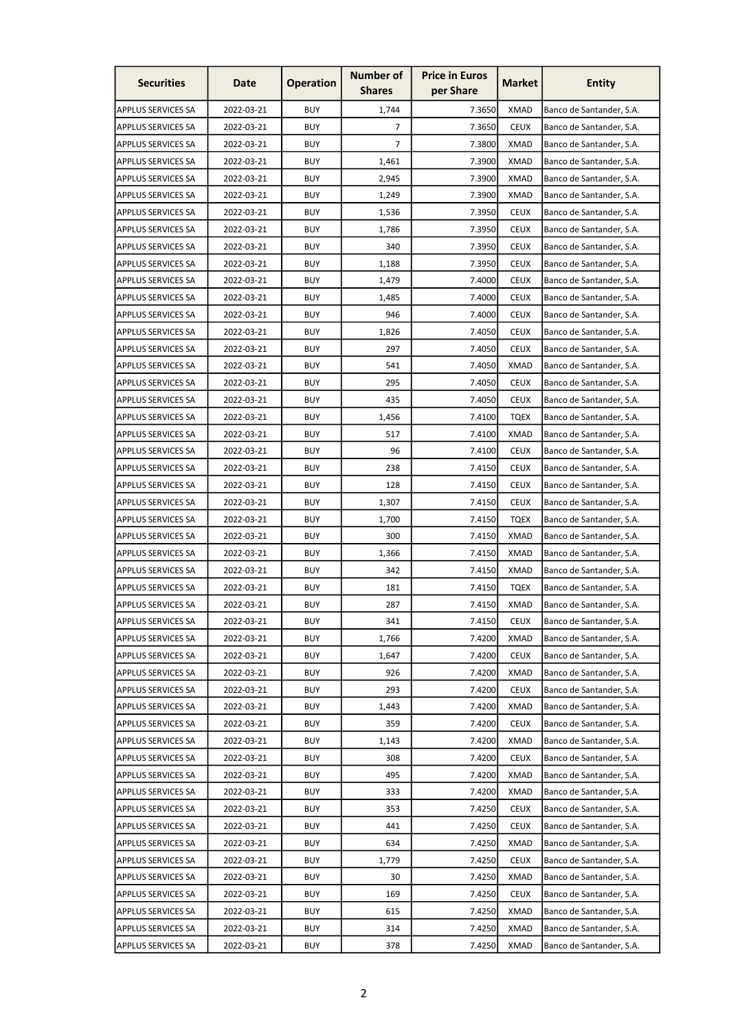| Securities | Date | Operation | Number of Shares | Price in Euros per Share | Market | Entity |
|---|---|---|---|---|---|---|
| APPLUS SERVICES SA | 2022-03-21 | BUY | 1,744 | 7.3650 | XMAD | Banco de Santander, S.A. |
| APPLUS SERVICES SA | 2022-03-21 | BUY | 7 | 7.3650 | CEUX | Banco de Santander, S.A. |
| APPLUS SERVICES SA | 2022-03-21 | BUY | 7 | 7.3800 | XMAD | Banco de Santander, S.A. |
| APPLUS SERVICES SA | 2022-03-21 | BUY | 1,461 | 7.3900 | XMAD | Banco de Santander, S.A. |
| APPLUS SERVICES SA | 2022-03-21 | BUY | 2,945 | 7.3900 | XMAD | Banco de Santander, S.A. |
| APPLUS SERVICES SA | 2022-03-21 | BUY | 1,249 | 7.3900 | XMAD | Banco de Santander, S.A. |
| APPLUS SERVICES SA | 2022-03-21 | BUY | 1,536 | 7.3950 | CEUX | Banco de Santander, S.A. |
| APPLUS SERVICES SA | 2022-03-21 | BUY | 1,786 | 7.3950 | CEUX | Banco de Santander, S.A. |
| APPLUS SERVICES SA | 2022-03-21 | BUY | 340 | 7.3950 | CEUX | Banco de Santander, S.A. |
| APPLUS SERVICES SA | 2022-03-21 | BUY | 1,188 | 7.3950 | CEUX | Banco de Santander, S.A. |
| APPLUS SERVICES SA | 2022-03-21 | BUY | 1,479 | 7.4000 | CEUX | Banco de Santander, S.A. |
| APPLUS SERVICES SA | 2022-03-21 | BUY | 1,485 | 7.4000 | CEUX | Banco de Santander, S.A. |
| APPLUS SERVICES SA | 2022-03-21 | BUY | 946 | 7.4000 | CEUX | Banco de Santander, S.A. |
| APPLUS SERVICES SA | 2022-03-21 | BUY | 1,826 | 7.4050 | CEUX | Banco de Santander, S.A. |
| APPLUS SERVICES SA | 2022-03-21 | BUY | 297 | 7.4050 | CEUX | Banco de Santander, S.A. |
| APPLUS SERVICES SA | 2022-03-21 | BUY | 541 | 7.4050 | XMAD | Banco de Santander, S.A. |
| APPLUS SERVICES SA | 2022-03-21 | BUY | 295 | 7.4050 | CEUX | Banco de Santander, S.A. |
| APPLUS SERVICES SA | 2022-03-21 | BUY | 435 | 7.4050 | CEUX | Banco de Santander, S.A. |
| APPLUS SERVICES SA | 2022-03-21 | BUY | 1,456 | 7.4100 | TQEX | Banco de Santander, S.A. |
| APPLUS SERVICES SA | 2022-03-21 | BUY | 517 | 7.4100 | XMAD | Banco de Santander, S.A. |
| APPLUS SERVICES SA | 2022-03-21 | BUY | 96 | 7.4100 | CEUX | Banco de Santander, S.A. |
| APPLUS SERVICES SA | 2022-03-21 | BUY | 238 | 7.4150 | CEUX | Banco de Santander, S.A. |
| APPLUS SERVICES SA | 2022-03-21 | BUY | 128 | 7.4150 | CEUX | Banco de Santander, S.A. |
| APPLUS SERVICES SA | 2022-03-21 | BUY | 1,307 | 7.4150 | CEUX | Banco de Santander, S.A. |
| APPLUS SERVICES SA | 2022-03-21 | BUY | 1,700 | 7.4150 | TQEX | Banco de Santander, S.A. |
| APPLUS SERVICES SA | 2022-03-21 | BUY | 300 | 7.4150 | XMAD | Banco de Santander, S.A. |
| APPLUS SERVICES SA | 2022-03-21 | BUY | 1,366 | 7.4150 | XMAD | Banco de Santander, S.A. |
| APPLUS SERVICES SA | 2022-03-21 | BUY | 342 | 7.4150 | XMAD | Banco de Santander, S.A. |
| APPLUS SERVICES SA | 2022-03-21 | BUY | 181 | 7.4150 | TQEX | Banco de Santander, S.A. |
| APPLUS SERVICES SA | 2022-03-21 | BUY | 287 | 7.4150 | XMAD | Banco de Santander, S.A. |
| APPLUS SERVICES SA | 2022-03-21 | BUY | 341 | 7.4150 | CEUX | Banco de Santander, S.A. |
| APPLUS SERVICES SA | 2022-03-21 | BUY | 1,766 | 7.4200 | XMAD | Banco de Santander, S.A. |
| APPLUS SERVICES SA | 2022-03-21 | BUY | 1,647 | 7.4200 | CEUX | Banco de Santander, S.A. |
| APPLUS SERVICES SA | 2022-03-21 | BUY | 926 | 7.4200 | XMAD | Banco de Santander, S.A. |
| APPLUS SERVICES SA | 2022-03-21 | BUY | 293 | 7.4200 | CEUX | Banco de Santander, S.A. |
| APPLUS SERVICES SA | 2022-03-21 | BUY | 1,443 | 7.4200 | XMAD | Banco de Santander, S.A. |
| APPLUS SERVICES SA | 2022-03-21 | BUY | 359 | 7.4200 | CEUX | Banco de Santander, S.A. |
| APPLUS SERVICES SA | 2022-03-21 | BUY | 1,143 | 7.4200 | XMAD | Banco de Santander, S.A. |
| APPLUS SERVICES SA | 2022-03-21 | BUY | 308 | 7.4200 | CEUX | Banco de Santander, S.A. |
| APPLUS SERVICES SA | 2022-03-21 | BUY | 495 | 7.4200 | XMAD | Banco de Santander, S.A. |
| APPLUS SERVICES SA | 2022-03-21 | BUY | 333 | 7.4200 | XMAD | Banco de Santander, S.A. |
| APPLUS SERVICES SA | 2022-03-21 | BUY | 353 | 7.4250 | CEUX | Banco de Santander, S.A. |
| APPLUS SERVICES SA | 2022-03-21 | BUY | 441 | 7.4250 | CEUX | Banco de Santander, S.A. |
| APPLUS SERVICES SA | 2022-03-21 | BUY | 634 | 7.4250 | XMAD | Banco de Santander, S.A. |
| APPLUS SERVICES SA | 2022-03-21 | BUY | 1,779 | 7.4250 | CEUX | Banco de Santander, S.A. |
| APPLUS SERVICES SA | 2022-03-21 | BUY | 30 | 7.4250 | XMAD | Banco de Santander, S.A. |
| APPLUS SERVICES SA | 2022-03-21 | BUY | 169 | 7.4250 | CEUX | Banco de Santander, S.A. |
| APPLUS SERVICES SA | 2022-03-21 | BUY | 615 | 7.4250 | XMAD | Banco de Santander, S.A. |
| APPLUS SERVICES SA | 2022-03-21 | BUY | 314 | 7.4250 | XMAD | Banco de Santander, S.A. |
| APPLUS SERVICES SA | 2022-03-21 | BUY | 378 | 7.4250 | XMAD | Banco de Santander, S.A. |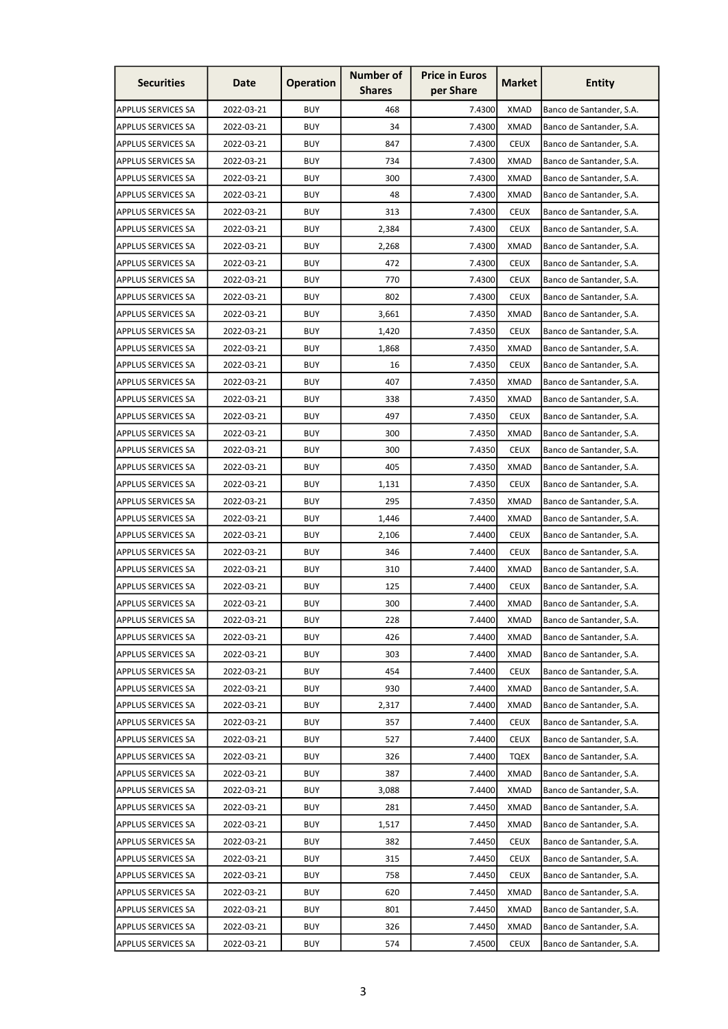| Securities | Date | Operation | Number of Shares | Price in Euros per Share | Market | Entity |
|---|---|---|---|---|---|---|
| APPLUS SERVICES SA | 2022-03-21 | BUY | 468 | 7.4300 | XMAD | Banco de Santander, S.A. |
| APPLUS SERVICES SA | 2022-03-21 | BUY | 34 | 7.4300 | XMAD | Banco de Santander, S.A. |
| APPLUS SERVICES SA | 2022-03-21 | BUY | 847 | 7.4300 | CEUX | Banco de Santander, S.A. |
| APPLUS SERVICES SA | 2022-03-21 | BUY | 734 | 7.4300 | XMAD | Banco de Santander, S.A. |
| APPLUS SERVICES SA | 2022-03-21 | BUY | 300 | 7.4300 | XMAD | Banco de Santander, S.A. |
| APPLUS SERVICES SA | 2022-03-21 | BUY | 48 | 7.4300 | XMAD | Banco de Santander, S.A. |
| APPLUS SERVICES SA | 2022-03-21 | BUY | 313 | 7.4300 | CEUX | Banco de Santander, S.A. |
| APPLUS SERVICES SA | 2022-03-21 | BUY | 2,384 | 7.4300 | CEUX | Banco de Santander, S.A. |
| APPLUS SERVICES SA | 2022-03-21 | BUY | 2,268 | 7.4300 | XMAD | Banco de Santander, S.A. |
| APPLUS SERVICES SA | 2022-03-21 | BUY | 472 | 7.4300 | CEUX | Banco de Santander, S.A. |
| APPLUS SERVICES SA | 2022-03-21 | BUY | 770 | 7.4300 | CEUX | Banco de Santander, S.A. |
| APPLUS SERVICES SA | 2022-03-21 | BUY | 802 | 7.4300 | CEUX | Banco de Santander, S.A. |
| APPLUS SERVICES SA | 2022-03-21 | BUY | 3,661 | 7.4350 | XMAD | Banco de Santander, S.A. |
| APPLUS SERVICES SA | 2022-03-21 | BUY | 1,420 | 7.4350 | CEUX | Banco de Santander, S.A. |
| APPLUS SERVICES SA | 2022-03-21 | BUY | 1,868 | 7.4350 | XMAD | Banco de Santander, S.A. |
| APPLUS SERVICES SA | 2022-03-21 | BUY | 16 | 7.4350 | CEUX | Banco de Santander, S.A. |
| APPLUS SERVICES SA | 2022-03-21 | BUY | 407 | 7.4350 | XMAD | Banco de Santander, S.A. |
| APPLUS SERVICES SA | 2022-03-21 | BUY | 338 | 7.4350 | XMAD | Banco de Santander, S.A. |
| APPLUS SERVICES SA | 2022-03-21 | BUY | 497 | 7.4350 | CEUX | Banco de Santander, S.A. |
| APPLUS SERVICES SA | 2022-03-21 | BUY | 300 | 7.4350 | XMAD | Banco de Santander, S.A. |
| APPLUS SERVICES SA | 2022-03-21 | BUY | 300 | 7.4350 | CEUX | Banco de Santander, S.A. |
| APPLUS SERVICES SA | 2022-03-21 | BUY | 405 | 7.4350 | XMAD | Banco de Santander, S.A. |
| APPLUS SERVICES SA | 2022-03-21 | BUY | 1,131 | 7.4350 | CEUX | Banco de Santander, S.A. |
| APPLUS SERVICES SA | 2022-03-21 | BUY | 295 | 7.4350 | XMAD | Banco de Santander, S.A. |
| APPLUS SERVICES SA | 2022-03-21 | BUY | 1,446 | 7.4400 | XMAD | Banco de Santander, S.A. |
| APPLUS SERVICES SA | 2022-03-21 | BUY | 2,106 | 7.4400 | CEUX | Banco de Santander, S.A. |
| APPLUS SERVICES SA | 2022-03-21 | BUY | 346 | 7.4400 | CEUX | Banco de Santander, S.A. |
| APPLUS SERVICES SA | 2022-03-21 | BUY | 310 | 7.4400 | XMAD | Banco de Santander, S.A. |
| APPLUS SERVICES SA | 2022-03-21 | BUY | 125 | 7.4400 | CEUX | Banco de Santander, S.A. |
| APPLUS SERVICES SA | 2022-03-21 | BUY | 300 | 7.4400 | XMAD | Banco de Santander, S.A. |
| APPLUS SERVICES SA | 2022-03-21 | BUY | 228 | 7.4400 | XMAD | Banco de Santander, S.A. |
| APPLUS SERVICES SA | 2022-03-21 | BUY | 426 | 7.4400 | XMAD | Banco de Santander, S.A. |
| APPLUS SERVICES SA | 2022-03-21 | BUY | 303 | 7.4400 | XMAD | Banco de Santander, S.A. |
| APPLUS SERVICES SA | 2022-03-21 | BUY | 454 | 7.4400 | CEUX | Banco de Santander, S.A. |
| APPLUS SERVICES SA | 2022-03-21 | BUY | 930 | 7.4400 | XMAD | Banco de Santander, S.A. |
| APPLUS SERVICES SA | 2022-03-21 | BUY | 2,317 | 7.4400 | XMAD | Banco de Santander, S.A. |
| APPLUS SERVICES SA | 2022-03-21 | BUY | 357 | 7.4400 | CEUX | Banco de Santander, S.A. |
| APPLUS SERVICES SA | 2022-03-21 | BUY | 527 | 7.4400 | CEUX | Banco de Santander, S.A. |
| APPLUS SERVICES SA | 2022-03-21 | BUY | 326 | 7.4400 | TQEX | Banco de Santander, S.A. |
| APPLUS SERVICES SA | 2022-03-21 | BUY | 387 | 7.4400 | XMAD | Banco de Santander, S.A. |
| APPLUS SERVICES SA | 2022-03-21 | BUY | 3,088 | 7.4400 | XMAD | Banco de Santander, S.A. |
| APPLUS SERVICES SA | 2022-03-21 | BUY | 281 | 7.4450 | XMAD | Banco de Santander, S.A. |
| APPLUS SERVICES SA | 2022-03-21 | BUY | 1,517 | 7.4450 | XMAD | Banco de Santander, S.A. |
| APPLUS SERVICES SA | 2022-03-21 | BUY | 382 | 7.4450 | CEUX | Banco de Santander, S.A. |
| APPLUS SERVICES SA | 2022-03-21 | BUY | 315 | 7.4450 | CEUX | Banco de Santander, S.A. |
| APPLUS SERVICES SA | 2022-03-21 | BUY | 758 | 7.4450 | CEUX | Banco de Santander, S.A. |
| APPLUS SERVICES SA | 2022-03-21 | BUY | 620 | 7.4450 | XMAD | Banco de Santander, S.A. |
| APPLUS SERVICES SA | 2022-03-21 | BUY | 801 | 7.4450 | XMAD | Banco de Santander, S.A. |
| APPLUS SERVICES SA | 2022-03-21 | BUY | 326 | 7.4450 | XMAD | Banco de Santander, S.A. |
| APPLUS SERVICES SA | 2022-03-21 | BUY | 574 | 7.4500 | CEUX | Banco de Santander, S.A. |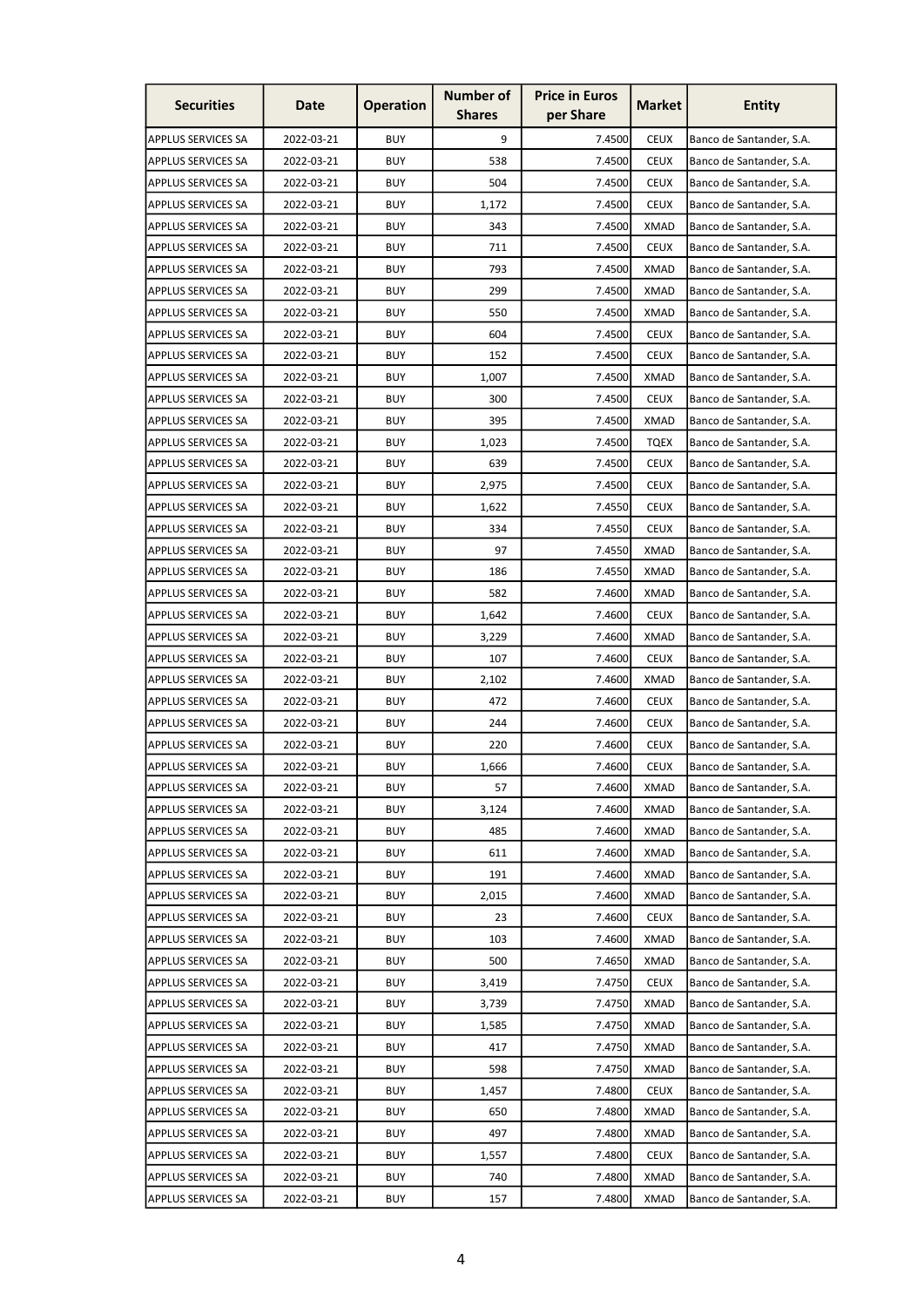| Securities | Date | Operation | Number of Shares | Price in Euros per Share | Market | Entity |
|---|---|---|---|---|---|---|
| APPLUS SERVICES SA | 2022-03-21 | BUY | 9 | 7.4500 | CEUX | Banco de Santander, S.A. |
| APPLUS SERVICES SA | 2022-03-21 | BUY | 538 | 7.4500 | CEUX | Banco de Santander, S.A. |
| APPLUS SERVICES SA | 2022-03-21 | BUY | 504 | 7.4500 | CEUX | Banco de Santander, S.A. |
| APPLUS SERVICES SA | 2022-03-21 | BUY | 1,172 | 7.4500 | CEUX | Banco de Santander, S.A. |
| APPLUS SERVICES SA | 2022-03-21 | BUY | 343 | 7.4500 | XMAD | Banco de Santander, S.A. |
| APPLUS SERVICES SA | 2022-03-21 | BUY | 711 | 7.4500 | CEUX | Banco de Santander, S.A. |
| APPLUS SERVICES SA | 2022-03-21 | BUY | 793 | 7.4500 | XMAD | Banco de Santander, S.A. |
| APPLUS SERVICES SA | 2022-03-21 | BUY | 299 | 7.4500 | XMAD | Banco de Santander, S.A. |
| APPLUS SERVICES SA | 2022-03-21 | BUY | 550 | 7.4500 | XMAD | Banco de Santander, S.A. |
| APPLUS SERVICES SA | 2022-03-21 | BUY | 604 | 7.4500 | CEUX | Banco de Santander, S.A. |
| APPLUS SERVICES SA | 2022-03-21 | BUY | 152 | 7.4500 | CEUX | Banco de Santander, S.A. |
| APPLUS SERVICES SA | 2022-03-21 | BUY | 1,007 | 7.4500 | XMAD | Banco de Santander, S.A. |
| APPLUS SERVICES SA | 2022-03-21 | BUY | 300 | 7.4500 | CEUX | Banco de Santander, S.A. |
| APPLUS SERVICES SA | 2022-03-21 | BUY | 395 | 7.4500 | XMAD | Banco de Santander, S.A. |
| APPLUS SERVICES SA | 2022-03-21 | BUY | 1,023 | 7.4500 | TQEX | Banco de Santander, S.A. |
| APPLUS SERVICES SA | 2022-03-21 | BUY | 639 | 7.4500 | CEUX | Banco de Santander, S.A. |
| APPLUS SERVICES SA | 2022-03-21 | BUY | 2,975 | 7.4500 | CEUX | Banco de Santander, S.A. |
| APPLUS SERVICES SA | 2022-03-21 | BUY | 1,622 | 7.4550 | CEUX | Banco de Santander, S.A. |
| APPLUS SERVICES SA | 2022-03-21 | BUY | 334 | 7.4550 | CEUX | Banco de Santander, S.A. |
| APPLUS SERVICES SA | 2022-03-21 | BUY | 97 | 7.4550 | XMAD | Banco de Santander, S.A. |
| APPLUS SERVICES SA | 2022-03-21 | BUY | 186 | 7.4550 | XMAD | Banco de Santander, S.A. |
| APPLUS SERVICES SA | 2022-03-21 | BUY | 582 | 7.4600 | XMAD | Banco de Santander, S.A. |
| APPLUS SERVICES SA | 2022-03-21 | BUY | 1,642 | 7.4600 | CEUX | Banco de Santander, S.A. |
| APPLUS SERVICES SA | 2022-03-21 | BUY | 3,229 | 7.4600 | XMAD | Banco de Santander, S.A. |
| APPLUS SERVICES SA | 2022-03-21 | BUY | 107 | 7.4600 | CEUX | Banco de Santander, S.A. |
| APPLUS SERVICES SA | 2022-03-21 | BUY | 2,102 | 7.4600 | XMAD | Banco de Santander, S.A. |
| APPLUS SERVICES SA | 2022-03-21 | BUY | 472 | 7.4600 | CEUX | Banco de Santander, S.A. |
| APPLUS SERVICES SA | 2022-03-21 | BUY | 244 | 7.4600 | CEUX | Banco de Santander, S.A. |
| APPLUS SERVICES SA | 2022-03-21 | BUY | 220 | 7.4600 | CEUX | Banco de Santander, S.A. |
| APPLUS SERVICES SA | 2022-03-21 | BUY | 1,666 | 7.4600 | CEUX | Banco de Santander, S.A. |
| APPLUS SERVICES SA | 2022-03-21 | BUY | 57 | 7.4600 | XMAD | Banco de Santander, S.A. |
| APPLUS SERVICES SA | 2022-03-21 | BUY | 3,124 | 7.4600 | XMAD | Banco de Santander, S.A. |
| APPLUS SERVICES SA | 2022-03-21 | BUY | 485 | 7.4600 | XMAD | Banco de Santander, S.A. |
| APPLUS SERVICES SA | 2022-03-21 | BUY | 611 | 7.4600 | XMAD | Banco de Santander, S.A. |
| APPLUS SERVICES SA | 2022-03-21 | BUY | 191 | 7.4600 | XMAD | Banco de Santander, S.A. |
| APPLUS SERVICES SA | 2022-03-21 | BUY | 2,015 | 7.4600 | XMAD | Banco de Santander, S.A. |
| APPLUS SERVICES SA | 2022-03-21 | BUY | 23 | 7.4600 | CEUX | Banco de Santander, S.A. |
| APPLUS SERVICES SA | 2022-03-21 | BUY | 103 | 7.4600 | XMAD | Banco de Santander, S.A. |
| APPLUS SERVICES SA | 2022-03-21 | BUY | 500 | 7.4650 | XMAD | Banco de Santander, S.A. |
| APPLUS SERVICES SA | 2022-03-21 | BUY | 3,419 | 7.4750 | CEUX | Banco de Santander, S.A. |
| APPLUS SERVICES SA | 2022-03-21 | BUY | 3,739 | 7.4750 | XMAD | Banco de Santander, S.A. |
| APPLUS SERVICES SA | 2022-03-21 | BUY | 1,585 | 7.4750 | XMAD | Banco de Santander, S.A. |
| APPLUS SERVICES SA | 2022-03-21 | BUY | 417 | 7.4750 | XMAD | Banco de Santander, S.A. |
| APPLUS SERVICES SA | 2022-03-21 | BUY | 598 | 7.4750 | XMAD | Banco de Santander, S.A. |
| APPLUS SERVICES SA | 2022-03-21 | BUY | 1,457 | 7.4800 | CEUX | Banco de Santander, S.A. |
| APPLUS SERVICES SA | 2022-03-21 | BUY | 650 | 7.4800 | XMAD | Banco de Santander, S.A. |
| APPLUS SERVICES SA | 2022-03-21 | BUY | 497 | 7.4800 | XMAD | Banco de Santander, S.A. |
| APPLUS SERVICES SA | 2022-03-21 | BUY | 1,557 | 7.4800 | CEUX | Banco de Santander, S.A. |
| APPLUS SERVICES SA | 2022-03-21 | BUY | 740 | 7.4800 | XMAD | Banco de Santander, S.A. |
| APPLUS SERVICES SA | 2022-03-21 | BUY | 157 | 7.4800 | XMAD | Banco de Santander, S.A. |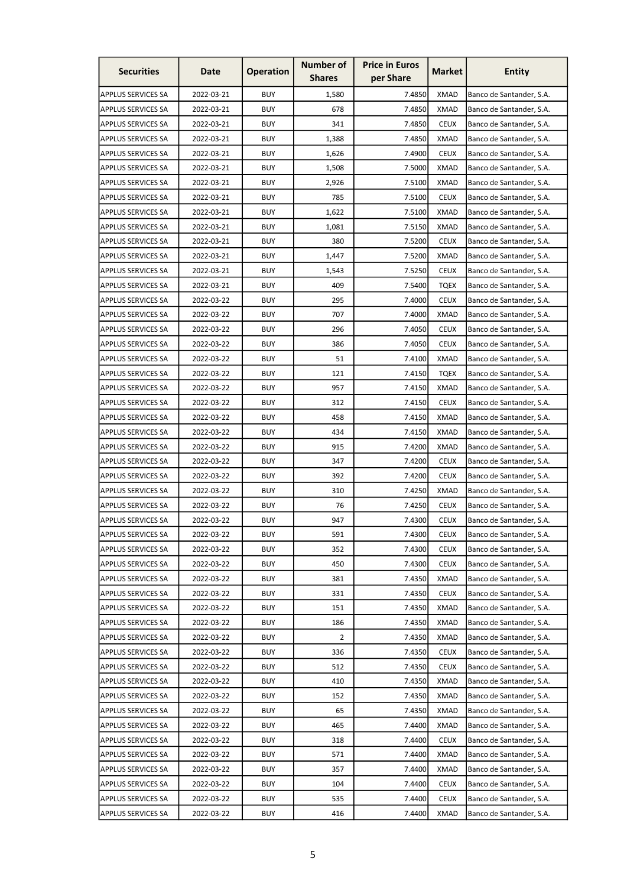| Securities | Date | Operation | Number of Shares | Price in Euros per Share | Market | Entity |
|---|---|---|---|---|---|---|
| APPLUS SERVICES SA | 2022-03-21 | BUY | 1,580 | 7.4850 | XMAD | Banco de Santander, S.A. |
| APPLUS SERVICES SA | 2022-03-21 | BUY | 678 | 7.4850 | XMAD | Banco de Santander, S.A. |
| APPLUS SERVICES SA | 2022-03-21 | BUY | 341 | 7.4850 | CEUX | Banco de Santander, S.A. |
| APPLUS SERVICES SA | 2022-03-21 | BUY | 1,388 | 7.4850 | XMAD | Banco de Santander, S.A. |
| APPLUS SERVICES SA | 2022-03-21 | BUY | 1,626 | 7.4900 | CEUX | Banco de Santander, S.A. |
| APPLUS SERVICES SA | 2022-03-21 | BUY | 1,508 | 7.5000 | XMAD | Banco de Santander, S.A. |
| APPLUS SERVICES SA | 2022-03-21 | BUY | 2,926 | 7.5100 | XMAD | Banco de Santander, S.A. |
| APPLUS SERVICES SA | 2022-03-21 | BUY | 785 | 7.5100 | CEUX | Banco de Santander, S.A. |
| APPLUS SERVICES SA | 2022-03-21 | BUY | 1,622 | 7.5100 | XMAD | Banco de Santander, S.A. |
| APPLUS SERVICES SA | 2022-03-21 | BUY | 1,081 | 7.5150 | XMAD | Banco de Santander, S.A. |
| APPLUS SERVICES SA | 2022-03-21 | BUY | 380 | 7.5200 | CEUX | Banco de Santander, S.A. |
| APPLUS SERVICES SA | 2022-03-21 | BUY | 1,447 | 7.5200 | XMAD | Banco de Santander, S.A. |
| APPLUS SERVICES SA | 2022-03-21 | BUY | 1,543 | 7.5250 | CEUX | Banco de Santander, S.A. |
| APPLUS SERVICES SA | 2022-03-21 | BUY | 409 | 7.5400 | TQEX | Banco de Santander, S.A. |
| APPLUS SERVICES SA | 2022-03-22 | BUY | 295 | 7.4000 | CEUX | Banco de Santander, S.A. |
| APPLUS SERVICES SA | 2022-03-22 | BUY | 707 | 7.4000 | XMAD | Banco de Santander, S.A. |
| APPLUS SERVICES SA | 2022-03-22 | BUY | 296 | 7.4050 | CEUX | Banco de Santander, S.A. |
| APPLUS SERVICES SA | 2022-03-22 | BUY | 386 | 7.4050 | CEUX | Banco de Santander, S.A. |
| APPLUS SERVICES SA | 2022-03-22 | BUY | 51 | 7.4100 | XMAD | Banco de Santander, S.A. |
| APPLUS SERVICES SA | 2022-03-22 | BUY | 121 | 7.4150 | TQEX | Banco de Santander, S.A. |
| APPLUS SERVICES SA | 2022-03-22 | BUY | 957 | 7.4150 | XMAD | Banco de Santander, S.A. |
| APPLUS SERVICES SA | 2022-03-22 | BUY | 312 | 7.4150 | CEUX | Banco de Santander, S.A. |
| APPLUS SERVICES SA | 2022-03-22 | BUY | 458 | 7.4150 | XMAD | Banco de Santander, S.A. |
| APPLUS SERVICES SA | 2022-03-22 | BUY | 434 | 7.4150 | XMAD | Banco de Santander, S.A. |
| APPLUS SERVICES SA | 2022-03-22 | BUY | 915 | 7.4200 | XMAD | Banco de Santander, S.A. |
| APPLUS SERVICES SA | 2022-03-22 | BUY | 347 | 7.4200 | CEUX | Banco de Santander, S.A. |
| APPLUS SERVICES SA | 2022-03-22 | BUY | 392 | 7.4200 | CEUX | Banco de Santander, S.A. |
| APPLUS SERVICES SA | 2022-03-22 | BUY | 310 | 7.4250 | XMAD | Banco de Santander, S.A. |
| APPLUS SERVICES SA | 2022-03-22 | BUY | 76 | 7.4250 | CEUX | Banco de Santander, S.A. |
| APPLUS SERVICES SA | 2022-03-22 | BUY | 947 | 7.4300 | CEUX | Banco de Santander, S.A. |
| APPLUS SERVICES SA | 2022-03-22 | BUY | 591 | 7.4300 | CEUX | Banco de Santander, S.A. |
| APPLUS SERVICES SA | 2022-03-22 | BUY | 352 | 7.4300 | CEUX | Banco de Santander, S.A. |
| APPLUS SERVICES SA | 2022-03-22 | BUY | 450 | 7.4300 | CEUX | Banco de Santander, S.A. |
| APPLUS SERVICES SA | 2022-03-22 | BUY | 381 | 7.4350 | XMAD | Banco de Santander, S.A. |
| APPLUS SERVICES SA | 2022-03-22 | BUY | 331 | 7.4350 | CEUX | Banco de Santander, S.A. |
| APPLUS SERVICES SA | 2022-03-22 | BUY | 151 | 7.4350 | XMAD | Banco de Santander, S.A. |
| APPLUS SERVICES SA | 2022-03-22 | BUY | 186 | 7.4350 | XMAD | Banco de Santander, S.A. |
| APPLUS SERVICES SA | 2022-03-22 | BUY | 2 | 7.4350 | XMAD | Banco de Santander, S.A. |
| APPLUS SERVICES SA | 2022-03-22 | BUY | 336 | 7.4350 | CEUX | Banco de Santander, S.A. |
| APPLUS SERVICES SA | 2022-03-22 | BUY | 512 | 7.4350 | CEUX | Banco de Santander, S.A. |
| APPLUS SERVICES SA | 2022-03-22 | BUY | 410 | 7.4350 | XMAD | Banco de Santander, S.A. |
| APPLUS SERVICES SA | 2022-03-22 | BUY | 152 | 7.4350 | XMAD | Banco de Santander, S.A. |
| APPLUS SERVICES SA | 2022-03-22 | BUY | 65 | 7.4350 | XMAD | Banco de Santander, S.A. |
| APPLUS SERVICES SA | 2022-03-22 | BUY | 465 | 7.4400 | XMAD | Banco de Santander, S.A. |
| APPLUS SERVICES SA | 2022-03-22 | BUY | 318 | 7.4400 | CEUX | Banco de Santander, S.A. |
| APPLUS SERVICES SA | 2022-03-22 | BUY | 571 | 7.4400 | XMAD | Banco de Santander, S.A. |
| APPLUS SERVICES SA | 2022-03-22 | BUY | 357 | 7.4400 | XMAD | Banco de Santander, S.A. |
| APPLUS SERVICES SA | 2022-03-22 | BUY | 104 | 7.4400 | CEUX | Banco de Santander, S.A. |
| APPLUS SERVICES SA | 2022-03-22 | BUY | 535 | 7.4400 | CEUX | Banco de Santander, S.A. |
| APPLUS SERVICES SA | 2022-03-22 | BUY | 416 | 7.4400 | XMAD | Banco de Santander, S.A. |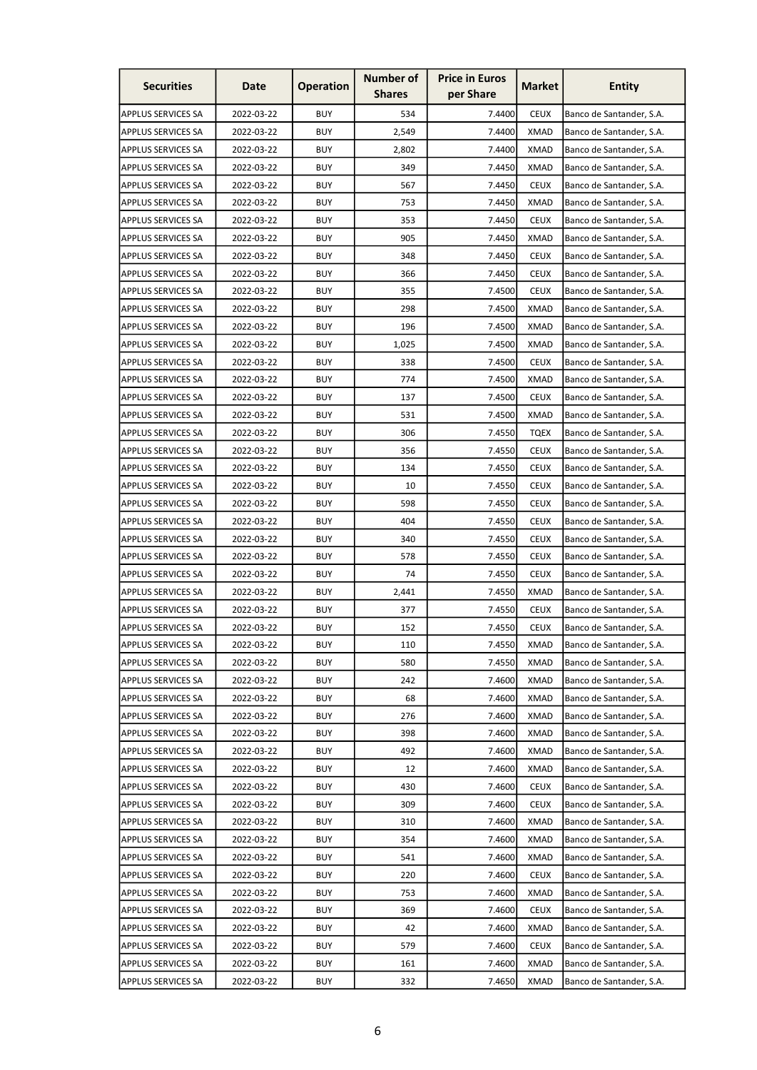| Securities | Date | Operation | Number of Shares | Price in Euros per Share | Market | Entity |
|---|---|---|---|---|---|---|
| APPLUS SERVICES SA | 2022-03-22 | BUY | 534 | 7.4400 | CEUX | Banco de Santander, S.A. |
| APPLUS SERVICES SA | 2022-03-22 | BUY | 2,549 | 7.4400 | XMAD | Banco de Santander, S.A. |
| APPLUS SERVICES SA | 2022-03-22 | BUY | 2,802 | 7.4400 | XMAD | Banco de Santander, S.A. |
| APPLUS SERVICES SA | 2022-03-22 | BUY | 349 | 7.4450 | XMAD | Banco de Santander, S.A. |
| APPLUS SERVICES SA | 2022-03-22 | BUY | 567 | 7.4450 | CEUX | Banco de Santander, S.A. |
| APPLUS SERVICES SA | 2022-03-22 | BUY | 753 | 7.4450 | XMAD | Banco de Santander, S.A. |
| APPLUS SERVICES SA | 2022-03-22 | BUY | 353 | 7.4450 | CEUX | Banco de Santander, S.A. |
| APPLUS SERVICES SA | 2022-03-22 | BUY | 905 | 7.4450 | XMAD | Banco de Santander, S.A. |
| APPLUS SERVICES SA | 2022-03-22 | BUY | 348 | 7.4450 | CEUX | Banco de Santander, S.A. |
| APPLUS SERVICES SA | 2022-03-22 | BUY | 366 | 7.4450 | CEUX | Banco de Santander, S.A. |
| APPLUS SERVICES SA | 2022-03-22 | BUY | 355 | 7.4500 | CEUX | Banco de Santander, S.A. |
| APPLUS SERVICES SA | 2022-03-22 | BUY | 298 | 7.4500 | XMAD | Banco de Santander, S.A. |
| APPLUS SERVICES SA | 2022-03-22 | BUY | 196 | 7.4500 | XMAD | Banco de Santander, S.A. |
| APPLUS SERVICES SA | 2022-03-22 | BUY | 1,025 | 7.4500 | XMAD | Banco de Santander, S.A. |
| APPLUS SERVICES SA | 2022-03-22 | BUY | 338 | 7.4500 | CEUX | Banco de Santander, S.A. |
| APPLUS SERVICES SA | 2022-03-22 | BUY | 774 | 7.4500 | XMAD | Banco de Santander, S.A. |
| APPLUS SERVICES SA | 2022-03-22 | BUY | 137 | 7.4500 | CEUX | Banco de Santander, S.A. |
| APPLUS SERVICES SA | 2022-03-22 | BUY | 531 | 7.4500 | XMAD | Banco de Santander, S.A. |
| APPLUS SERVICES SA | 2022-03-22 | BUY | 306 | 7.4550 | TQEX | Banco de Santander, S.A. |
| APPLUS SERVICES SA | 2022-03-22 | BUY | 356 | 7.4550 | CEUX | Banco de Santander, S.A. |
| APPLUS SERVICES SA | 2022-03-22 | BUY | 134 | 7.4550 | CEUX | Banco de Santander, S.A. |
| APPLUS SERVICES SA | 2022-03-22 | BUY | 10 | 7.4550 | CEUX | Banco de Santander, S.A. |
| APPLUS SERVICES SA | 2022-03-22 | BUY | 598 | 7.4550 | CEUX | Banco de Santander, S.A. |
| APPLUS SERVICES SA | 2022-03-22 | BUY | 404 | 7.4550 | CEUX | Banco de Santander, S.A. |
| APPLUS SERVICES SA | 2022-03-22 | BUY | 340 | 7.4550 | CEUX | Banco de Santander, S.A. |
| APPLUS SERVICES SA | 2022-03-22 | BUY | 578 | 7.4550 | CEUX | Banco de Santander, S.A. |
| APPLUS SERVICES SA | 2022-03-22 | BUY | 74 | 7.4550 | CEUX | Banco de Santander, S.A. |
| APPLUS SERVICES SA | 2022-03-22 | BUY | 2,441 | 7.4550 | XMAD | Banco de Santander, S.A. |
| APPLUS SERVICES SA | 2022-03-22 | BUY | 377 | 7.4550 | CEUX | Banco de Santander, S.A. |
| APPLUS SERVICES SA | 2022-03-22 | BUY | 152 | 7.4550 | CEUX | Banco de Santander, S.A. |
| APPLUS SERVICES SA | 2022-03-22 | BUY | 110 | 7.4550 | XMAD | Banco de Santander, S.A. |
| APPLUS SERVICES SA | 2022-03-22 | BUY | 580 | 7.4550 | XMAD | Banco de Santander, S.A. |
| APPLUS SERVICES SA | 2022-03-22 | BUY | 242 | 7.4600 | XMAD | Banco de Santander, S.A. |
| APPLUS SERVICES SA | 2022-03-22 | BUY | 68 | 7.4600 | XMAD | Banco de Santander, S.A. |
| APPLUS SERVICES SA | 2022-03-22 | BUY | 276 | 7.4600 | XMAD | Banco de Santander, S.A. |
| APPLUS SERVICES SA | 2022-03-22 | BUY | 398 | 7.4600 | XMAD | Banco de Santander, S.A. |
| APPLUS SERVICES SA | 2022-03-22 | BUY | 492 | 7.4600 | XMAD | Banco de Santander, S.A. |
| APPLUS SERVICES SA | 2022-03-22 | BUY | 12 | 7.4600 | XMAD | Banco de Santander, S.A. |
| APPLUS SERVICES SA | 2022-03-22 | BUY | 430 | 7.4600 | CEUX | Banco de Santander, S.A. |
| APPLUS SERVICES SA | 2022-03-22 | BUY | 309 | 7.4600 | CEUX | Banco de Santander, S.A. |
| APPLUS SERVICES SA | 2022-03-22 | BUY | 310 | 7.4600 | XMAD | Banco de Santander, S.A. |
| APPLUS SERVICES SA | 2022-03-22 | BUY | 354 | 7.4600 | XMAD | Banco de Santander, S.A. |
| APPLUS SERVICES SA | 2022-03-22 | BUY | 541 | 7.4600 | XMAD | Banco de Santander, S.A. |
| APPLUS SERVICES SA | 2022-03-22 | BUY | 220 | 7.4600 | CEUX | Banco de Santander, S.A. |
| APPLUS SERVICES SA | 2022-03-22 | BUY | 753 | 7.4600 | XMAD | Banco de Santander, S.A. |
| APPLUS SERVICES SA | 2022-03-22 | BUY | 369 | 7.4600 | CEUX | Banco de Santander, S.A. |
| APPLUS SERVICES SA | 2022-03-22 | BUY | 42 | 7.4600 | XMAD | Banco de Santander, S.A. |
| APPLUS SERVICES SA | 2022-03-22 | BUY | 579 | 7.4600 | CEUX | Banco de Santander, S.A. |
| APPLUS SERVICES SA | 2022-03-22 | BUY | 161 | 7.4600 | XMAD | Banco de Santander, S.A. |
| APPLUS SERVICES SA | 2022-03-22 | BUY | 332 | 7.4650 | XMAD | Banco de Santander, S.A. |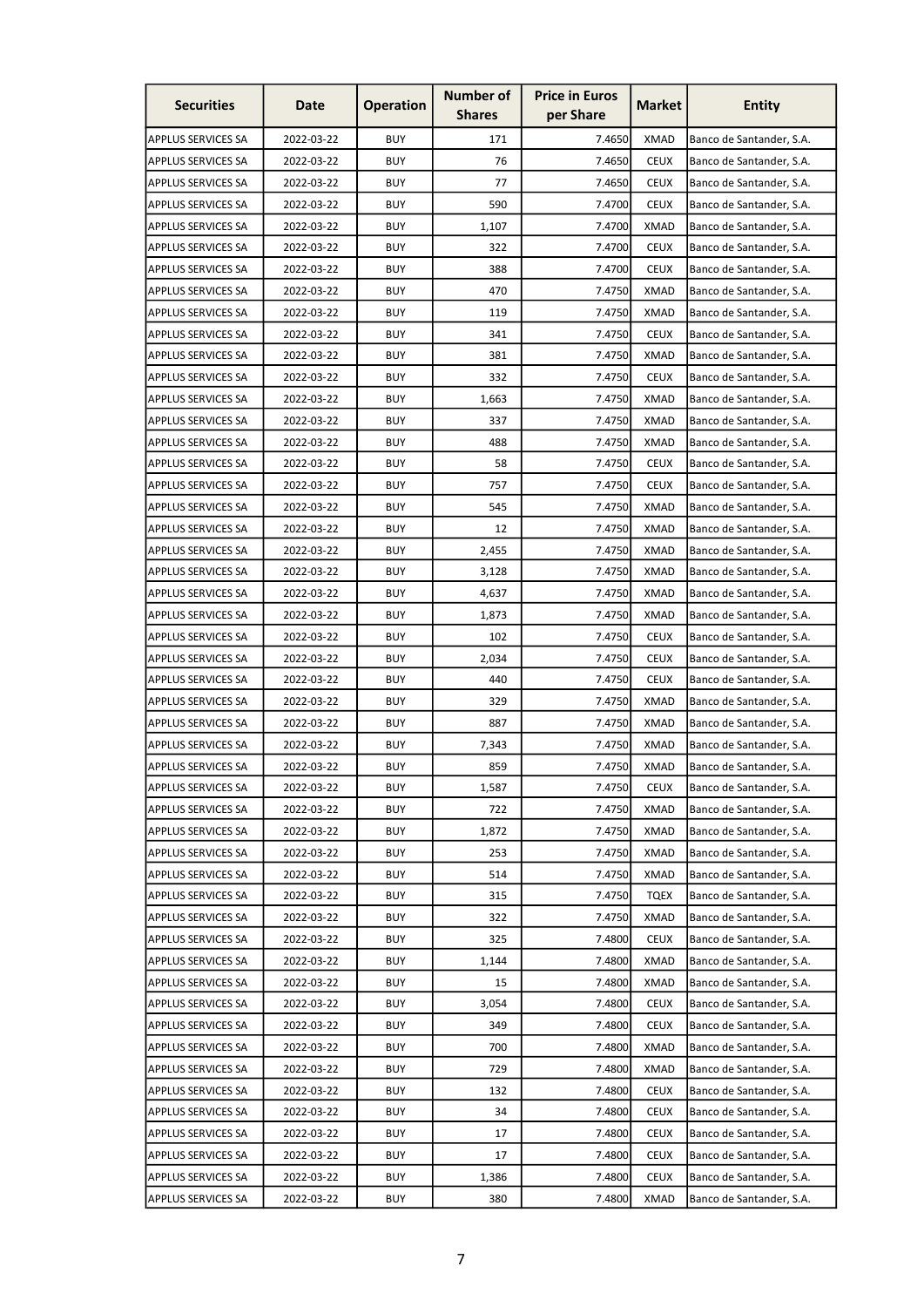| Securities | Date | Operation | Number of Shares | Price in Euros per Share | Market | Entity |
|---|---|---|---|---|---|---|
| APPLUS SERVICES SA | 2022-03-22 | BUY | 171 | 7.4650 | XMAD | Banco de Santander, S.A. |
| APPLUS SERVICES SA | 2022-03-22 | BUY | 76 | 7.4650 | CEUX | Banco de Santander, S.A. |
| APPLUS SERVICES SA | 2022-03-22 | BUY | 77 | 7.4650 | CEUX | Banco de Santander, S.A. |
| APPLUS SERVICES SA | 2022-03-22 | BUY | 590 | 7.4700 | CEUX | Banco de Santander, S.A. |
| APPLUS SERVICES SA | 2022-03-22 | BUY | 1,107 | 7.4700 | XMAD | Banco de Santander, S.A. |
| APPLUS SERVICES SA | 2022-03-22 | BUY | 322 | 7.4700 | CEUX | Banco de Santander, S.A. |
| APPLUS SERVICES SA | 2022-03-22 | BUY | 388 | 7.4700 | CEUX | Banco de Santander, S.A. |
| APPLUS SERVICES SA | 2022-03-22 | BUY | 470 | 7.4750 | XMAD | Banco de Santander, S.A. |
| APPLUS SERVICES SA | 2022-03-22 | BUY | 119 | 7.4750 | XMAD | Banco de Santander, S.A. |
| APPLUS SERVICES SA | 2022-03-22 | BUY | 341 | 7.4750 | CEUX | Banco de Santander, S.A. |
| APPLUS SERVICES SA | 2022-03-22 | BUY | 381 | 7.4750 | XMAD | Banco de Santander, S.A. |
| APPLUS SERVICES SA | 2022-03-22 | BUY | 332 | 7.4750 | CEUX | Banco de Santander, S.A. |
| APPLUS SERVICES SA | 2022-03-22 | BUY | 1,663 | 7.4750 | XMAD | Banco de Santander, S.A. |
| APPLUS SERVICES SA | 2022-03-22 | BUY | 337 | 7.4750 | XMAD | Banco de Santander, S.A. |
| APPLUS SERVICES SA | 2022-03-22 | BUY | 488 | 7.4750 | XMAD | Banco de Santander, S.A. |
| APPLUS SERVICES SA | 2022-03-22 | BUY | 58 | 7.4750 | CEUX | Banco de Santander, S.A. |
| APPLUS SERVICES SA | 2022-03-22 | BUY | 757 | 7.4750 | CEUX | Banco de Santander, S.A. |
| APPLUS SERVICES SA | 2022-03-22 | BUY | 545 | 7.4750 | XMAD | Banco de Santander, S.A. |
| APPLUS SERVICES SA | 2022-03-22 | BUY | 12 | 7.4750 | XMAD | Banco de Santander, S.A. |
| APPLUS SERVICES SA | 2022-03-22 | BUY | 2,455 | 7.4750 | XMAD | Banco de Santander, S.A. |
| APPLUS SERVICES SA | 2022-03-22 | BUY | 3,128 | 7.4750 | XMAD | Banco de Santander, S.A. |
| APPLUS SERVICES SA | 2022-03-22 | BUY | 4,637 | 7.4750 | XMAD | Banco de Santander, S.A. |
| APPLUS SERVICES SA | 2022-03-22 | BUY | 1,873 | 7.4750 | XMAD | Banco de Santander, S.A. |
| APPLUS SERVICES SA | 2022-03-22 | BUY | 102 | 7.4750 | CEUX | Banco de Santander, S.A. |
| APPLUS SERVICES SA | 2022-03-22 | BUY | 2,034 | 7.4750 | CEUX | Banco de Santander, S.A. |
| APPLUS SERVICES SA | 2022-03-22 | BUY | 440 | 7.4750 | CEUX | Banco de Santander, S.A. |
| APPLUS SERVICES SA | 2022-03-22 | BUY | 329 | 7.4750 | XMAD | Banco de Santander, S.A. |
| APPLUS SERVICES SA | 2022-03-22 | BUY | 887 | 7.4750 | XMAD | Banco de Santander, S.A. |
| APPLUS SERVICES SA | 2022-03-22 | BUY | 7,343 | 7.4750 | XMAD | Banco de Santander, S.A. |
| APPLUS SERVICES SA | 2022-03-22 | BUY | 859 | 7.4750 | XMAD | Banco de Santander, S.A. |
| APPLUS SERVICES SA | 2022-03-22 | BUY | 1,587 | 7.4750 | CEUX | Banco de Santander, S.A. |
| APPLUS SERVICES SA | 2022-03-22 | BUY | 722 | 7.4750 | XMAD | Banco de Santander, S.A. |
| APPLUS SERVICES SA | 2022-03-22 | BUY | 1,872 | 7.4750 | XMAD | Banco de Santander, S.A. |
| APPLUS SERVICES SA | 2022-03-22 | BUY | 253 | 7.4750 | XMAD | Banco de Santander, S.A. |
| APPLUS SERVICES SA | 2022-03-22 | BUY | 514 | 7.4750 | XMAD | Banco de Santander, S.A. |
| APPLUS SERVICES SA | 2022-03-22 | BUY | 315 | 7.4750 | TQEX | Banco de Santander, S.A. |
| APPLUS SERVICES SA | 2022-03-22 | BUY | 322 | 7.4750 | XMAD | Banco de Santander, S.A. |
| APPLUS SERVICES SA | 2022-03-22 | BUY | 325 | 7.4800 | CEUX | Banco de Santander, S.A. |
| APPLUS SERVICES SA | 2022-03-22 | BUY | 1,144 | 7.4800 | XMAD | Banco de Santander, S.A. |
| APPLUS SERVICES SA | 2022-03-22 | BUY | 15 | 7.4800 | XMAD | Banco de Santander, S.A. |
| APPLUS SERVICES SA | 2022-03-22 | BUY | 3,054 | 7.4800 | CEUX | Banco de Santander, S.A. |
| APPLUS SERVICES SA | 2022-03-22 | BUY | 349 | 7.4800 | CEUX | Banco de Santander, S.A. |
| APPLUS SERVICES SA | 2022-03-22 | BUY | 700 | 7.4800 | XMAD | Banco de Santander, S.A. |
| APPLUS SERVICES SA | 2022-03-22 | BUY | 729 | 7.4800 | XMAD | Banco de Santander, S.A. |
| APPLUS SERVICES SA | 2022-03-22 | BUY | 132 | 7.4800 | CEUX | Banco de Santander, S.A. |
| APPLUS SERVICES SA | 2022-03-22 | BUY | 34 | 7.4800 | CEUX | Banco de Santander, S.A. |
| APPLUS SERVICES SA | 2022-03-22 | BUY | 17 | 7.4800 | CEUX | Banco de Santander, S.A. |
| APPLUS SERVICES SA | 2022-03-22 | BUY | 17 | 7.4800 | CEUX | Banco de Santander, S.A. |
| APPLUS SERVICES SA | 2022-03-22 | BUY | 1,386 | 7.4800 | CEUX | Banco de Santander, S.A. |
| APPLUS SERVICES SA | 2022-03-22 | BUY | 380 | 7.4800 | XMAD | Banco de Santander, S.A. |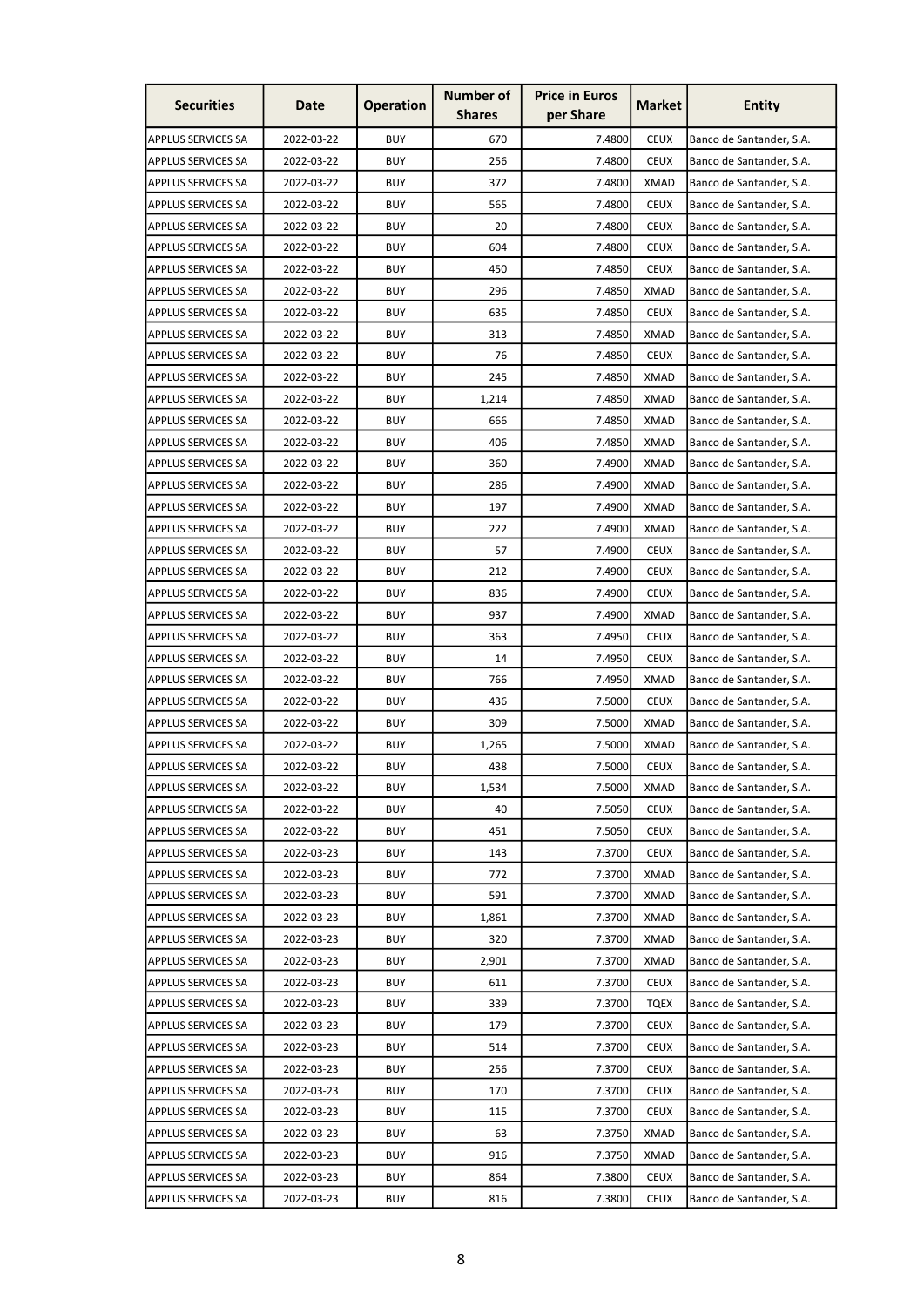| Securities | Date | Operation | Number of Shares | Price in Euros per Share | Market | Entity |
|---|---|---|---|---|---|---|
| APPLUS SERVICES SA | 2022-03-22 | BUY | 670 | 7.4800 | CEUX | Banco de Santander, S.A. |
| APPLUS SERVICES SA | 2022-03-22 | BUY | 256 | 7.4800 | CEUX | Banco de Santander, S.A. |
| APPLUS SERVICES SA | 2022-03-22 | BUY | 372 | 7.4800 | XMAD | Banco de Santander, S.A. |
| APPLUS SERVICES SA | 2022-03-22 | BUY | 565 | 7.4800 | CEUX | Banco de Santander, S.A. |
| APPLUS SERVICES SA | 2022-03-22 | BUY | 20 | 7.4800 | CEUX | Banco de Santander, S.A. |
| APPLUS SERVICES SA | 2022-03-22 | BUY | 604 | 7.4800 | CEUX | Banco de Santander, S.A. |
| APPLUS SERVICES SA | 2022-03-22 | BUY | 450 | 7.4850 | CEUX | Banco de Santander, S.A. |
| APPLUS SERVICES SA | 2022-03-22 | BUY | 296 | 7.4850 | XMAD | Banco de Santander, S.A. |
| APPLUS SERVICES SA | 2022-03-22 | BUY | 635 | 7.4850 | CEUX | Banco de Santander, S.A. |
| APPLUS SERVICES SA | 2022-03-22 | BUY | 313 | 7.4850 | XMAD | Banco de Santander, S.A. |
| APPLUS SERVICES SA | 2022-03-22 | BUY | 76 | 7.4850 | CEUX | Banco de Santander, S.A. |
| APPLUS SERVICES SA | 2022-03-22 | BUY | 245 | 7.4850 | XMAD | Banco de Santander, S.A. |
| APPLUS SERVICES SA | 2022-03-22 | BUY | 1,214 | 7.4850 | XMAD | Banco de Santander, S.A. |
| APPLUS SERVICES SA | 2022-03-22 | BUY | 666 | 7.4850 | XMAD | Banco de Santander, S.A. |
| APPLUS SERVICES SA | 2022-03-22 | BUY | 406 | 7.4850 | XMAD | Banco de Santander, S.A. |
| APPLUS SERVICES SA | 2022-03-22 | BUY | 360 | 7.4900 | XMAD | Banco de Santander, S.A. |
| APPLUS SERVICES SA | 2022-03-22 | BUY | 286 | 7.4900 | XMAD | Banco de Santander, S.A. |
| APPLUS SERVICES SA | 2022-03-22 | BUY | 197 | 7.4900 | XMAD | Banco de Santander, S.A. |
| APPLUS SERVICES SA | 2022-03-22 | BUY | 222 | 7.4900 | XMAD | Banco de Santander, S.A. |
| APPLUS SERVICES SA | 2022-03-22 | BUY | 57 | 7.4900 | CEUX | Banco de Santander, S.A. |
| APPLUS SERVICES SA | 2022-03-22 | BUY | 212 | 7.4900 | CEUX | Banco de Santander, S.A. |
| APPLUS SERVICES SA | 2022-03-22 | BUY | 836 | 7.4900 | CEUX | Banco de Santander, S.A. |
| APPLUS SERVICES SA | 2022-03-22 | BUY | 937 | 7.4900 | XMAD | Banco de Santander, S.A. |
| APPLUS SERVICES SA | 2022-03-22 | BUY | 363 | 7.4950 | CEUX | Banco de Santander, S.A. |
| APPLUS SERVICES SA | 2022-03-22 | BUY | 14 | 7.4950 | CEUX | Banco de Santander, S.A. |
| APPLUS SERVICES SA | 2022-03-22 | BUY | 766 | 7.4950 | XMAD | Banco de Santander, S.A. |
| APPLUS SERVICES SA | 2022-03-22 | BUY | 436 | 7.5000 | CEUX | Banco de Santander, S.A. |
| APPLUS SERVICES SA | 2022-03-22 | BUY | 309 | 7.5000 | XMAD | Banco de Santander, S.A. |
| APPLUS SERVICES SA | 2022-03-22 | BUY | 1,265 | 7.5000 | XMAD | Banco de Santander, S.A. |
| APPLUS SERVICES SA | 2022-03-22 | BUY | 438 | 7.5000 | CEUX | Banco de Santander, S.A. |
| APPLUS SERVICES SA | 2022-03-22 | BUY | 1,534 | 7.5000 | XMAD | Banco de Santander, S.A. |
| APPLUS SERVICES SA | 2022-03-22 | BUY | 40 | 7.5050 | CEUX | Banco de Santander, S.A. |
| APPLUS SERVICES SA | 2022-03-22 | BUY | 451 | 7.5050 | CEUX | Banco de Santander, S.A. |
| APPLUS SERVICES SA | 2022-03-23 | BUY | 143 | 7.3700 | CEUX | Banco de Santander, S.A. |
| APPLUS SERVICES SA | 2022-03-23 | BUY | 772 | 7.3700 | XMAD | Banco de Santander, S.A. |
| APPLUS SERVICES SA | 2022-03-23 | BUY | 591 | 7.3700 | XMAD | Banco de Santander, S.A. |
| APPLUS SERVICES SA | 2022-03-23 | BUY | 1,861 | 7.3700 | XMAD | Banco de Santander, S.A. |
| APPLUS SERVICES SA | 2022-03-23 | BUY | 320 | 7.3700 | XMAD | Banco de Santander, S.A. |
| APPLUS SERVICES SA | 2022-03-23 | BUY | 2,901 | 7.3700 | XMAD | Banco de Santander, S.A. |
| APPLUS SERVICES SA | 2022-03-23 | BUY | 611 | 7.3700 | CEUX | Banco de Santander, S.A. |
| APPLUS SERVICES SA | 2022-03-23 | BUY | 339 | 7.3700 | TQEX | Banco de Santander, S.A. |
| APPLUS SERVICES SA | 2022-03-23 | BUY | 179 | 7.3700 | CEUX | Banco de Santander, S.A. |
| APPLUS SERVICES SA | 2022-03-23 | BUY | 514 | 7.3700 | CEUX | Banco de Santander, S.A. |
| APPLUS SERVICES SA | 2022-03-23 | BUY | 256 | 7.3700 | CEUX | Banco de Santander, S.A. |
| APPLUS SERVICES SA | 2022-03-23 | BUY | 170 | 7.3700 | CEUX | Banco de Santander, S.A. |
| APPLUS SERVICES SA | 2022-03-23 | BUY | 115 | 7.3700 | CEUX | Banco de Santander, S.A. |
| APPLUS SERVICES SA | 2022-03-23 | BUY | 63 | 7.3750 | XMAD | Banco de Santander, S.A. |
| APPLUS SERVICES SA | 2022-03-23 | BUY | 916 | 7.3750 | XMAD | Banco de Santander, S.A. |
| APPLUS SERVICES SA | 2022-03-23 | BUY | 864 | 7.3800 | CEUX | Banco de Santander, S.A. |
| APPLUS SERVICES SA | 2022-03-23 | BUY | 816 | 7.3800 | CEUX | Banco de Santander, S.A. |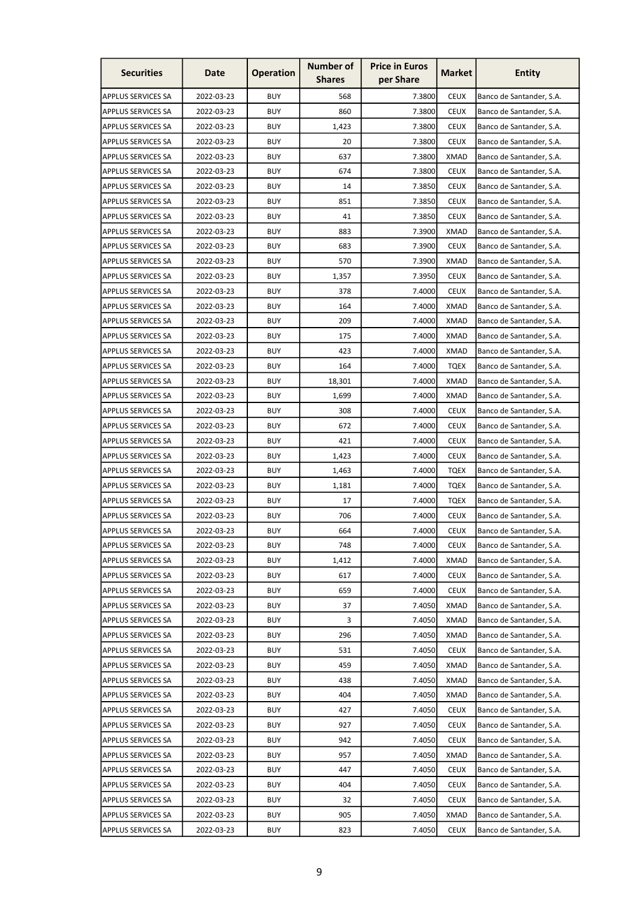| Securities | Date | Operation | Number of Shares | Price in Euros per Share | Market | Entity |
|---|---|---|---|---|---|---|
| APPLUS SERVICES SA | 2022-03-23 | BUY | 568 | 7.3800 | CEUX | Banco de Santander, S.A. |
| APPLUS SERVICES SA | 2022-03-23 | BUY | 860 | 7.3800 | CEUX | Banco de Santander, S.A. |
| APPLUS SERVICES SA | 2022-03-23 | BUY | 1,423 | 7.3800 | CEUX | Banco de Santander, S.A. |
| APPLUS SERVICES SA | 2022-03-23 | BUY | 20 | 7.3800 | CEUX | Banco de Santander, S.A. |
| APPLUS SERVICES SA | 2022-03-23 | BUY | 637 | 7.3800 | XMAD | Banco de Santander, S.A. |
| APPLUS SERVICES SA | 2022-03-23 | BUY | 674 | 7.3800 | CEUX | Banco de Santander, S.A. |
| APPLUS SERVICES SA | 2022-03-23 | BUY | 14 | 7.3850 | CEUX | Banco de Santander, S.A. |
| APPLUS SERVICES SA | 2022-03-23 | BUY | 851 | 7.3850 | CEUX | Banco de Santander, S.A. |
| APPLUS SERVICES SA | 2022-03-23 | BUY | 41 | 7.3850 | CEUX | Banco de Santander, S.A. |
| APPLUS SERVICES SA | 2022-03-23 | BUY | 883 | 7.3900 | XMAD | Banco de Santander, S.A. |
| APPLUS SERVICES SA | 2022-03-23 | BUY | 683 | 7.3900 | CEUX | Banco de Santander, S.A. |
| APPLUS SERVICES SA | 2022-03-23 | BUY | 570 | 7.3900 | XMAD | Banco de Santander, S.A. |
| APPLUS SERVICES SA | 2022-03-23 | BUY | 1,357 | 7.3950 | CEUX | Banco de Santander, S.A. |
| APPLUS SERVICES SA | 2022-03-23 | BUY | 378 | 7.4000 | CEUX | Banco de Santander, S.A. |
| APPLUS SERVICES SA | 2022-03-23 | BUY | 164 | 7.4000 | XMAD | Banco de Santander, S.A. |
| APPLUS SERVICES SA | 2022-03-23 | BUY | 209 | 7.4000 | XMAD | Banco de Santander, S.A. |
| APPLUS SERVICES SA | 2022-03-23 | BUY | 175 | 7.4000 | XMAD | Banco de Santander, S.A. |
| APPLUS SERVICES SA | 2022-03-23 | BUY | 423 | 7.4000 | XMAD | Banco de Santander, S.A. |
| APPLUS SERVICES SA | 2022-03-23 | BUY | 164 | 7.4000 | TQEX | Banco de Santander, S.A. |
| APPLUS SERVICES SA | 2022-03-23 | BUY | 18,301 | 7.4000 | XMAD | Banco de Santander, S.A. |
| APPLUS SERVICES SA | 2022-03-23 | BUY | 1,699 | 7.4000 | XMAD | Banco de Santander, S.A. |
| APPLUS SERVICES SA | 2022-03-23 | BUY | 308 | 7.4000 | CEUX | Banco de Santander, S.A. |
| APPLUS SERVICES SA | 2022-03-23 | BUY | 672 | 7.4000 | CEUX | Banco de Santander, S.A. |
| APPLUS SERVICES SA | 2022-03-23 | BUY | 421 | 7.4000 | CEUX | Banco de Santander, S.A. |
| APPLUS SERVICES SA | 2022-03-23 | BUY | 1,423 | 7.4000 | CEUX | Banco de Santander, S.A. |
| APPLUS SERVICES SA | 2022-03-23 | BUY | 1,463 | 7.4000 | TQEX | Banco de Santander, S.A. |
| APPLUS SERVICES SA | 2022-03-23 | BUY | 1,181 | 7.4000 | TQEX | Banco de Santander, S.A. |
| APPLUS SERVICES SA | 2022-03-23 | BUY | 17 | 7.4000 | TQEX | Banco de Santander, S.A. |
| APPLUS SERVICES SA | 2022-03-23 | BUY | 706 | 7.4000 | CEUX | Banco de Santander, S.A. |
| APPLUS SERVICES SA | 2022-03-23 | BUY | 664 | 7.4000 | CEUX | Banco de Santander, S.A. |
| APPLUS SERVICES SA | 2022-03-23 | BUY | 748 | 7.4000 | CEUX | Banco de Santander, S.A. |
| APPLUS SERVICES SA | 2022-03-23 | BUY | 1,412 | 7.4000 | XMAD | Banco de Santander, S.A. |
| APPLUS SERVICES SA | 2022-03-23 | BUY | 617 | 7.4000 | CEUX | Banco de Santander, S.A. |
| APPLUS SERVICES SA | 2022-03-23 | BUY | 659 | 7.4000 | CEUX | Banco de Santander, S.A. |
| APPLUS SERVICES SA | 2022-03-23 | BUY | 37 | 7.4050 | XMAD | Banco de Santander, S.A. |
| APPLUS SERVICES SA | 2022-03-23 | BUY | 3 | 7.4050 | XMAD | Banco de Santander, S.A. |
| APPLUS SERVICES SA | 2022-03-23 | BUY | 296 | 7.4050 | XMAD | Banco de Santander, S.A. |
| APPLUS SERVICES SA | 2022-03-23 | BUY | 531 | 7.4050 | CEUX | Banco de Santander, S.A. |
| APPLUS SERVICES SA | 2022-03-23 | BUY | 459 | 7.4050 | XMAD | Banco de Santander, S.A. |
| APPLUS SERVICES SA | 2022-03-23 | BUY | 438 | 7.4050 | XMAD | Banco de Santander, S.A. |
| APPLUS SERVICES SA | 2022-03-23 | BUY | 404 | 7.4050 | XMAD | Banco de Santander, S.A. |
| APPLUS SERVICES SA | 2022-03-23 | BUY | 427 | 7.4050 | CEUX | Banco de Santander, S.A. |
| APPLUS SERVICES SA | 2022-03-23 | BUY | 927 | 7.4050 | CEUX | Banco de Santander, S.A. |
| APPLUS SERVICES SA | 2022-03-23 | BUY | 942 | 7.4050 | CEUX | Banco de Santander, S.A. |
| APPLUS SERVICES SA | 2022-03-23 | BUY | 957 | 7.4050 | XMAD | Banco de Santander, S.A. |
| APPLUS SERVICES SA | 2022-03-23 | BUY | 447 | 7.4050 | CEUX | Banco de Santander, S.A. |
| APPLUS SERVICES SA | 2022-03-23 | BUY | 404 | 7.4050 | CEUX | Banco de Santander, S.A. |
| APPLUS SERVICES SA | 2022-03-23 | BUY | 32 | 7.4050 | CEUX | Banco de Santander, S.A. |
| APPLUS SERVICES SA | 2022-03-23 | BUY | 905 | 7.4050 | XMAD | Banco de Santander, S.A. |
| APPLUS SERVICES SA | 2022-03-23 | BUY | 823 | 7.4050 | CEUX | Banco de Santander, S.A. |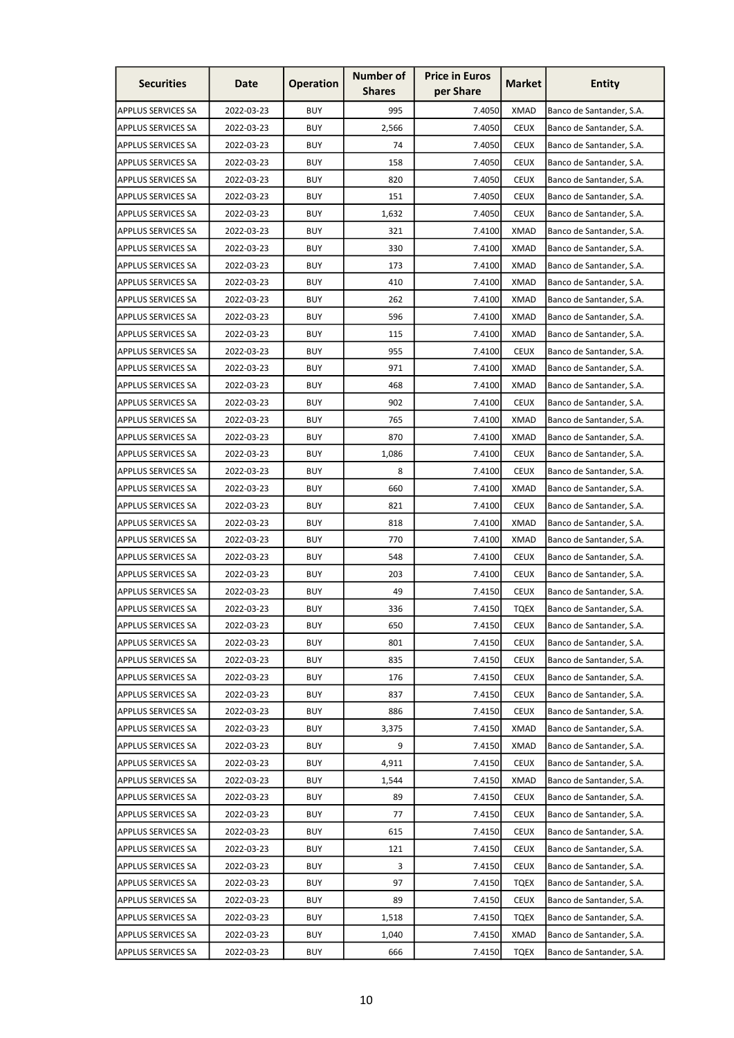| Securities | Date | Operation | Number of Shares | Price in Euros per Share | Market | Entity |
|---|---|---|---|---|---|---|
| APPLUS SERVICES SA | 2022-03-23 | BUY | 995 | 7.4050 | XMAD | Banco de Santander, S.A. |
| APPLUS SERVICES SA | 2022-03-23 | BUY | 2,566 | 7.4050 | CEUX | Banco de Santander, S.A. |
| APPLUS SERVICES SA | 2022-03-23 | BUY | 74 | 7.4050 | CEUX | Banco de Santander, S.A. |
| APPLUS SERVICES SA | 2022-03-23 | BUY | 158 | 7.4050 | CEUX | Banco de Santander, S.A. |
| APPLUS SERVICES SA | 2022-03-23 | BUY | 820 | 7.4050 | CEUX | Banco de Santander, S.A. |
| APPLUS SERVICES SA | 2022-03-23 | BUY | 151 | 7.4050 | CEUX | Banco de Santander, S.A. |
| APPLUS SERVICES SA | 2022-03-23 | BUY | 1,632 | 7.4050 | CEUX | Banco de Santander, S.A. |
| APPLUS SERVICES SA | 2022-03-23 | BUY | 321 | 7.4100 | XMAD | Banco de Santander, S.A. |
| APPLUS SERVICES SA | 2022-03-23 | BUY | 330 | 7.4100 | XMAD | Banco de Santander, S.A. |
| APPLUS SERVICES SA | 2022-03-23 | BUY | 173 | 7.4100 | XMAD | Banco de Santander, S.A. |
| APPLUS SERVICES SA | 2022-03-23 | BUY | 410 | 7.4100 | XMAD | Banco de Santander, S.A. |
| APPLUS SERVICES SA | 2022-03-23 | BUY | 262 | 7.4100 | XMAD | Banco de Santander, S.A. |
| APPLUS SERVICES SA | 2022-03-23 | BUY | 596 | 7.4100 | XMAD | Banco de Santander, S.A. |
| APPLUS SERVICES SA | 2022-03-23 | BUY | 115 | 7.4100 | XMAD | Banco de Santander, S.A. |
| APPLUS SERVICES SA | 2022-03-23 | BUY | 955 | 7.4100 | CEUX | Banco de Santander, S.A. |
| APPLUS SERVICES SA | 2022-03-23 | BUY | 971 | 7.4100 | XMAD | Banco de Santander, S.A. |
| APPLUS SERVICES SA | 2022-03-23 | BUY | 468 | 7.4100 | XMAD | Banco de Santander, S.A. |
| APPLUS SERVICES SA | 2022-03-23 | BUY | 902 | 7.4100 | CEUX | Banco de Santander, S.A. |
| APPLUS SERVICES SA | 2022-03-23 | BUY | 765 | 7.4100 | XMAD | Banco de Santander, S.A. |
| APPLUS SERVICES SA | 2022-03-23 | BUY | 870 | 7.4100 | XMAD | Banco de Santander, S.A. |
| APPLUS SERVICES SA | 2022-03-23 | BUY | 1,086 | 7.4100 | CEUX | Banco de Santander, S.A. |
| APPLUS SERVICES SA | 2022-03-23 | BUY | 8 | 7.4100 | CEUX | Banco de Santander, S.A. |
| APPLUS SERVICES SA | 2022-03-23 | BUY | 660 | 7.4100 | XMAD | Banco de Santander, S.A. |
| APPLUS SERVICES SA | 2022-03-23 | BUY | 821 | 7.4100 | CEUX | Banco de Santander, S.A. |
| APPLUS SERVICES SA | 2022-03-23 | BUY | 818 | 7.4100 | XMAD | Banco de Santander, S.A. |
| APPLUS SERVICES SA | 2022-03-23 | BUY | 770 | 7.4100 | XMAD | Banco de Santander, S.A. |
| APPLUS SERVICES SA | 2022-03-23 | BUY | 548 | 7.4100 | CEUX | Banco de Santander, S.A. |
| APPLUS SERVICES SA | 2022-03-23 | BUY | 203 | 7.4100 | CEUX | Banco de Santander, S.A. |
| APPLUS SERVICES SA | 2022-03-23 | BUY | 49 | 7.4150 | CEUX | Banco de Santander, S.A. |
| APPLUS SERVICES SA | 2022-03-23 | BUY | 336 | 7.4150 | TQEX | Banco de Santander, S.A. |
| APPLUS SERVICES SA | 2022-03-23 | BUY | 650 | 7.4150 | CEUX | Banco de Santander, S.A. |
| APPLUS SERVICES SA | 2022-03-23 | BUY | 801 | 7.4150 | CEUX | Banco de Santander, S.A. |
| APPLUS SERVICES SA | 2022-03-23 | BUY | 835 | 7.4150 | CEUX | Banco de Santander, S.A. |
| APPLUS SERVICES SA | 2022-03-23 | BUY | 176 | 7.4150 | CEUX | Banco de Santander, S.A. |
| APPLUS SERVICES SA | 2022-03-23 | BUY | 837 | 7.4150 | CEUX | Banco de Santander, S.A. |
| APPLUS SERVICES SA | 2022-03-23 | BUY | 886 | 7.4150 | CEUX | Banco de Santander, S.A. |
| APPLUS SERVICES SA | 2022-03-23 | BUY | 3,375 | 7.4150 | XMAD | Banco de Santander, S.A. |
| APPLUS SERVICES SA | 2022-03-23 | BUY | 9 | 7.4150 | XMAD | Banco de Santander, S.A. |
| APPLUS SERVICES SA | 2022-03-23 | BUY | 4,911 | 7.4150 | CEUX | Banco de Santander, S.A. |
| APPLUS SERVICES SA | 2022-03-23 | BUY | 1,544 | 7.4150 | XMAD | Banco de Santander, S.A. |
| APPLUS SERVICES SA | 2022-03-23 | BUY | 89 | 7.4150 | CEUX | Banco de Santander, S.A. |
| APPLUS SERVICES SA | 2022-03-23 | BUY | 77 | 7.4150 | CEUX | Banco de Santander, S.A. |
| APPLUS SERVICES SA | 2022-03-23 | BUY | 615 | 7.4150 | CEUX | Banco de Santander, S.A. |
| APPLUS SERVICES SA | 2022-03-23 | BUY | 121 | 7.4150 | CEUX | Banco de Santander, S.A. |
| APPLUS SERVICES SA | 2022-03-23 | BUY | 3 | 7.4150 | CEUX | Banco de Santander, S.A. |
| APPLUS SERVICES SA | 2022-03-23 | BUY | 97 | 7.4150 | TQEX | Banco de Santander, S.A. |
| APPLUS SERVICES SA | 2022-03-23 | BUY | 89 | 7.4150 | CEUX | Banco de Santander, S.A. |
| APPLUS SERVICES SA | 2022-03-23 | BUY | 1,518 | 7.4150 | TQEX | Banco de Santander, S.A. |
| APPLUS SERVICES SA | 2022-03-23 | BUY | 1,040 | 7.4150 | XMAD | Banco de Santander, S.A. |
| APPLUS SERVICES SA | 2022-03-23 | BUY | 666 | 7.4150 | TQEX | Banco de Santander, S.A. |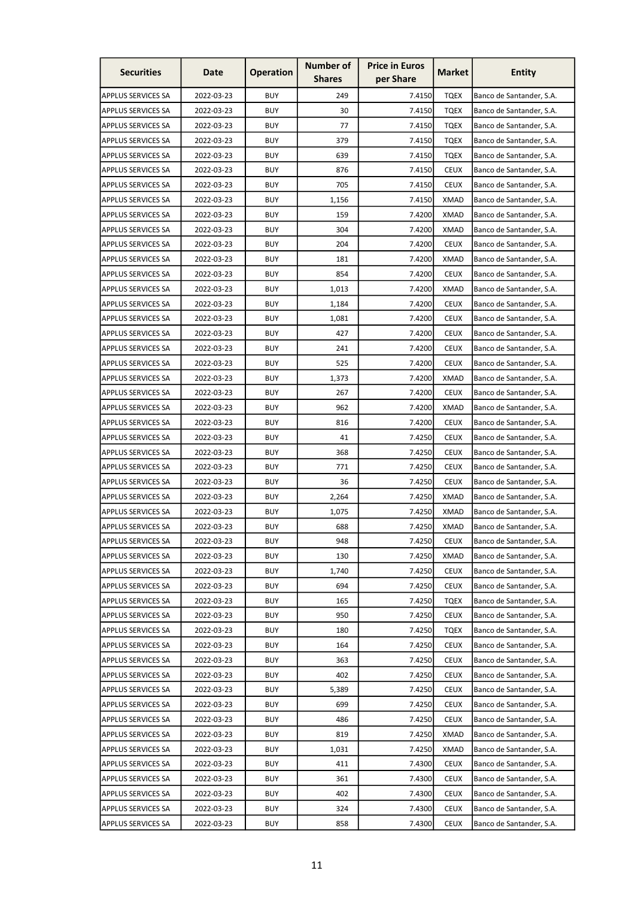| Securities | Date | Operation | Number of Shares | Price in Euros per Share | Market | Entity |
|---|---|---|---|---|---|---|
| APPLUS SERVICES SA | 2022-03-23 | BUY | 249 | 7.4150 | TQEX | Banco de Santander, S.A. |
| APPLUS SERVICES SA | 2022-03-23 | BUY | 30 | 7.4150 | TQEX | Banco de Santander, S.A. |
| APPLUS SERVICES SA | 2022-03-23 | BUY | 77 | 7.4150 | TQEX | Banco de Santander, S.A. |
| APPLUS SERVICES SA | 2022-03-23 | BUY | 379 | 7.4150 | TQEX | Banco de Santander, S.A. |
| APPLUS SERVICES SA | 2022-03-23 | BUY | 639 | 7.4150 | TQEX | Banco de Santander, S.A. |
| APPLUS SERVICES SA | 2022-03-23 | BUY | 876 | 7.4150 | CEUX | Banco de Santander, S.A. |
| APPLUS SERVICES SA | 2022-03-23 | BUY | 705 | 7.4150 | CEUX | Banco de Santander, S.A. |
| APPLUS SERVICES SA | 2022-03-23 | BUY | 1,156 | 7.4150 | XMAD | Banco de Santander, S.A. |
| APPLUS SERVICES SA | 2022-03-23 | BUY | 159 | 7.4200 | XMAD | Banco de Santander, S.A. |
| APPLUS SERVICES SA | 2022-03-23 | BUY | 304 | 7.4200 | XMAD | Banco de Santander, S.A. |
| APPLUS SERVICES SA | 2022-03-23 | BUY | 204 | 7.4200 | CEUX | Banco de Santander, S.A. |
| APPLUS SERVICES SA | 2022-03-23 | BUY | 181 | 7.4200 | XMAD | Banco de Santander, S.A. |
| APPLUS SERVICES SA | 2022-03-23 | BUY | 854 | 7.4200 | CEUX | Banco de Santander, S.A. |
| APPLUS SERVICES SA | 2022-03-23 | BUY | 1,013 | 7.4200 | XMAD | Banco de Santander, S.A. |
| APPLUS SERVICES SA | 2022-03-23 | BUY | 1,184 | 7.4200 | CEUX | Banco de Santander, S.A. |
| APPLUS SERVICES SA | 2022-03-23 | BUY | 1,081 | 7.4200 | CEUX | Banco de Santander, S.A. |
| APPLUS SERVICES SA | 2022-03-23 | BUY | 427 | 7.4200 | CEUX | Banco de Santander, S.A. |
| APPLUS SERVICES SA | 2022-03-23 | BUY | 241 | 7.4200 | CEUX | Banco de Santander, S.A. |
| APPLUS SERVICES SA | 2022-03-23 | BUY | 525 | 7.4200 | CEUX | Banco de Santander, S.A. |
| APPLUS SERVICES SA | 2022-03-23 | BUY | 1,373 | 7.4200 | XMAD | Banco de Santander, S.A. |
| APPLUS SERVICES SA | 2022-03-23 | BUY | 267 | 7.4200 | CEUX | Banco de Santander, S.A. |
| APPLUS SERVICES SA | 2022-03-23 | BUY | 962 | 7.4200 | XMAD | Banco de Santander, S.A. |
| APPLUS SERVICES SA | 2022-03-23 | BUY | 816 | 7.4200 | CEUX | Banco de Santander, S.A. |
| APPLUS SERVICES SA | 2022-03-23 | BUY | 41 | 7.4250 | CEUX | Banco de Santander, S.A. |
| APPLUS SERVICES SA | 2022-03-23 | BUY | 368 | 7.4250 | CEUX | Banco de Santander, S.A. |
| APPLUS SERVICES SA | 2022-03-23 | BUY | 771 | 7.4250 | CEUX | Banco de Santander, S.A. |
| APPLUS SERVICES SA | 2022-03-23 | BUY | 36 | 7.4250 | CEUX | Banco de Santander, S.A. |
| APPLUS SERVICES SA | 2022-03-23 | BUY | 2,264 | 7.4250 | XMAD | Banco de Santander, S.A. |
| APPLUS SERVICES SA | 2022-03-23 | BUY | 1,075 | 7.4250 | XMAD | Banco de Santander, S.A. |
| APPLUS SERVICES SA | 2022-03-23 | BUY | 688 | 7.4250 | XMAD | Banco de Santander, S.A. |
| APPLUS SERVICES SA | 2022-03-23 | BUY | 948 | 7.4250 | CEUX | Banco de Santander, S.A. |
| APPLUS SERVICES SA | 2022-03-23 | BUY | 130 | 7.4250 | XMAD | Banco de Santander, S.A. |
| APPLUS SERVICES SA | 2022-03-23 | BUY | 1,740 | 7.4250 | CEUX | Banco de Santander, S.A. |
| APPLUS SERVICES SA | 2022-03-23 | BUY | 694 | 7.4250 | CEUX | Banco de Santander, S.A. |
| APPLUS SERVICES SA | 2022-03-23 | BUY | 165 | 7.4250 | TQEX | Banco de Santander, S.A. |
| APPLUS SERVICES SA | 2022-03-23 | BUY | 950 | 7.4250 | CEUX | Banco de Santander, S.A. |
| APPLUS SERVICES SA | 2022-03-23 | BUY | 180 | 7.4250 | TQEX | Banco de Santander, S.A. |
| APPLUS SERVICES SA | 2022-03-23 | BUY | 164 | 7.4250 | CEUX | Banco de Santander, S.A. |
| APPLUS SERVICES SA | 2022-03-23 | BUY | 363 | 7.4250 | CEUX | Banco de Santander, S.A. |
| APPLUS SERVICES SA | 2022-03-23 | BUY | 402 | 7.4250 | CEUX | Banco de Santander, S.A. |
| APPLUS SERVICES SA | 2022-03-23 | BUY | 5,389 | 7.4250 | CEUX | Banco de Santander, S.A. |
| APPLUS SERVICES SA | 2022-03-23 | BUY | 699 | 7.4250 | CEUX | Banco de Santander, S.A. |
| APPLUS SERVICES SA | 2022-03-23 | BUY | 486 | 7.4250 | CEUX | Banco de Santander, S.A. |
| APPLUS SERVICES SA | 2022-03-23 | BUY | 819 | 7.4250 | XMAD | Banco de Santander, S.A. |
| APPLUS SERVICES SA | 2022-03-23 | BUY | 1,031 | 7.4250 | XMAD | Banco de Santander, S.A. |
| APPLUS SERVICES SA | 2022-03-23 | BUY | 411 | 7.4300 | CEUX | Banco de Santander, S.A. |
| APPLUS SERVICES SA | 2022-03-23 | BUY | 361 | 7.4300 | CEUX | Banco de Santander, S.A. |
| APPLUS SERVICES SA | 2022-03-23 | BUY | 402 | 7.4300 | CEUX | Banco de Santander, S.A. |
| APPLUS SERVICES SA | 2022-03-23 | BUY | 324 | 7.4300 | CEUX | Banco de Santander, S.A. |
| APPLUS SERVICES SA | 2022-03-23 | BUY | 858 | 7.4300 | CEUX | Banco de Santander, S.A. |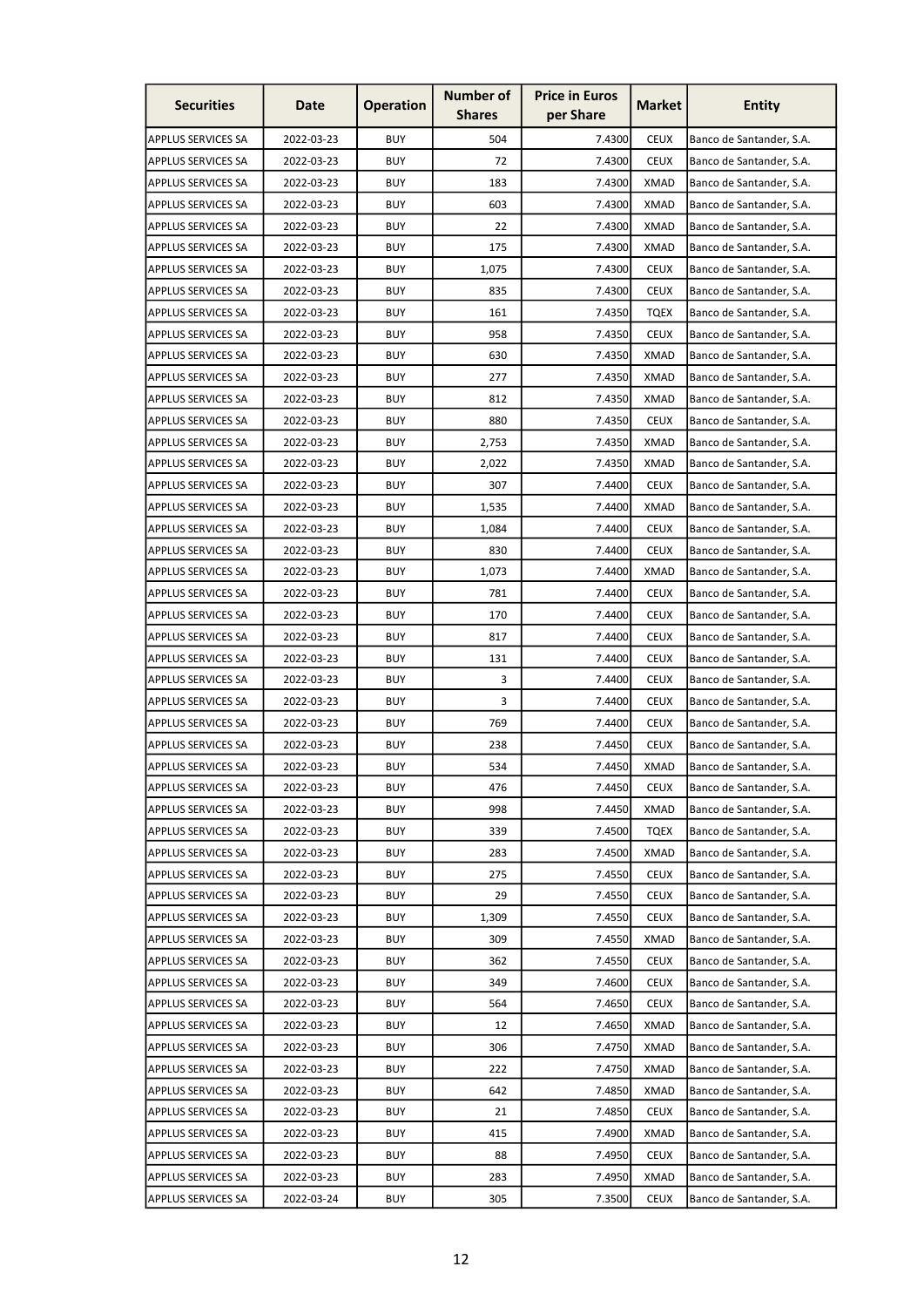| Securities | Date | Operation | Number of Shares | Price in Euros per Share | Market | Entity |
|---|---|---|---|---|---|---|
| APPLUS SERVICES SA | 2022-03-23 | BUY | 504 | 7.4300 | CEUX | Banco de Santander, S.A. |
| APPLUS SERVICES SA | 2022-03-23 | BUY | 72 | 7.4300 | CEUX | Banco de Santander, S.A. |
| APPLUS SERVICES SA | 2022-03-23 | BUY | 183 | 7.4300 | XMAD | Banco de Santander, S.A. |
| APPLUS SERVICES SA | 2022-03-23 | BUY | 603 | 7.4300 | XMAD | Banco de Santander, S.A. |
| APPLUS SERVICES SA | 2022-03-23 | BUY | 22 | 7.4300 | XMAD | Banco de Santander, S.A. |
| APPLUS SERVICES SA | 2022-03-23 | BUY | 175 | 7.4300 | XMAD | Banco de Santander, S.A. |
| APPLUS SERVICES SA | 2022-03-23 | BUY | 1,075 | 7.4300 | CEUX | Banco de Santander, S.A. |
| APPLUS SERVICES SA | 2022-03-23 | BUY | 835 | 7.4300 | CEUX | Banco de Santander, S.A. |
| APPLUS SERVICES SA | 2022-03-23 | BUY | 161 | 7.4350 | TQEX | Banco de Santander, S.A. |
| APPLUS SERVICES SA | 2022-03-23 | BUY | 958 | 7.4350 | CEUX | Banco de Santander, S.A. |
| APPLUS SERVICES SA | 2022-03-23 | BUY | 630 | 7.4350 | XMAD | Banco de Santander, S.A. |
| APPLUS SERVICES SA | 2022-03-23 | BUY | 277 | 7.4350 | XMAD | Banco de Santander, S.A. |
| APPLUS SERVICES SA | 2022-03-23 | BUY | 812 | 7.4350 | XMAD | Banco de Santander, S.A. |
| APPLUS SERVICES SA | 2022-03-23 | BUY | 880 | 7.4350 | CEUX | Banco de Santander, S.A. |
| APPLUS SERVICES SA | 2022-03-23 | BUY | 2,753 | 7.4350 | XMAD | Banco de Santander, S.A. |
| APPLUS SERVICES SA | 2022-03-23 | BUY | 2,022 | 7.4350 | XMAD | Banco de Santander, S.A. |
| APPLUS SERVICES SA | 2022-03-23 | BUY | 307 | 7.4400 | CEUX | Banco de Santander, S.A. |
| APPLUS SERVICES SA | 2022-03-23 | BUY | 1,535 | 7.4400 | XMAD | Banco de Santander, S.A. |
| APPLUS SERVICES SA | 2022-03-23 | BUY | 1,084 | 7.4400 | CEUX | Banco de Santander, S.A. |
| APPLUS SERVICES SA | 2022-03-23 | BUY | 830 | 7.4400 | CEUX | Banco de Santander, S.A. |
| APPLUS SERVICES SA | 2022-03-23 | BUY | 1,073 | 7.4400 | XMAD | Banco de Santander, S.A. |
| APPLUS SERVICES SA | 2022-03-23 | BUY | 781 | 7.4400 | CEUX | Banco de Santander, S.A. |
| APPLUS SERVICES SA | 2022-03-23 | BUY | 170 | 7.4400 | CEUX | Banco de Santander, S.A. |
| APPLUS SERVICES SA | 2022-03-23 | BUY | 817 | 7.4400 | CEUX | Banco de Santander, S.A. |
| APPLUS SERVICES SA | 2022-03-23 | BUY | 131 | 7.4400 | CEUX | Banco de Santander, S.A. |
| APPLUS SERVICES SA | 2022-03-23 | BUY | 3 | 7.4400 | CEUX | Banco de Santander, S.A. |
| APPLUS SERVICES SA | 2022-03-23 | BUY | 3 | 7.4400 | CEUX | Banco de Santander, S.A. |
| APPLUS SERVICES SA | 2022-03-23 | BUY | 769 | 7.4400 | CEUX | Banco de Santander, S.A. |
| APPLUS SERVICES SA | 2022-03-23 | BUY | 238 | 7.4450 | CEUX | Banco de Santander, S.A. |
| APPLUS SERVICES SA | 2022-03-23 | BUY | 534 | 7.4450 | XMAD | Banco de Santander, S.A. |
| APPLUS SERVICES SA | 2022-03-23 | BUY | 476 | 7.4450 | CEUX | Banco de Santander, S.A. |
| APPLUS SERVICES SA | 2022-03-23 | BUY | 998 | 7.4450 | XMAD | Banco de Santander, S.A. |
| APPLUS SERVICES SA | 2022-03-23 | BUY | 339 | 7.4500 | TQEX | Banco de Santander, S.A. |
| APPLUS SERVICES SA | 2022-03-23 | BUY | 283 | 7.4500 | XMAD | Banco de Santander, S.A. |
| APPLUS SERVICES SA | 2022-03-23 | BUY | 275 | 7.4550 | CEUX | Banco de Santander, S.A. |
| APPLUS SERVICES SA | 2022-03-23 | BUY | 29 | 7.4550 | CEUX | Banco de Santander, S.A. |
| APPLUS SERVICES SA | 2022-03-23 | BUY | 1,309 | 7.4550 | CEUX | Banco de Santander, S.A. |
| APPLUS SERVICES SA | 2022-03-23 | BUY | 309 | 7.4550 | XMAD | Banco de Santander, S.A. |
| APPLUS SERVICES SA | 2022-03-23 | BUY | 362 | 7.4550 | CEUX | Banco de Santander, S.A. |
| APPLUS SERVICES SA | 2022-03-23 | BUY | 349 | 7.4600 | CEUX | Banco de Santander, S.A. |
| APPLUS SERVICES SA | 2022-03-23 | BUY | 564 | 7.4650 | CEUX | Banco de Santander, S.A. |
| APPLUS SERVICES SA | 2022-03-23 | BUY | 12 | 7.4650 | XMAD | Banco de Santander, S.A. |
| APPLUS SERVICES SA | 2022-03-23 | BUY | 306 | 7.4750 | XMAD | Banco de Santander, S.A. |
| APPLUS SERVICES SA | 2022-03-23 | BUY | 222 | 7.4750 | XMAD | Banco de Santander, S.A. |
| APPLUS SERVICES SA | 2022-03-23 | BUY | 642 | 7.4850 | XMAD | Banco de Santander, S.A. |
| APPLUS SERVICES SA | 2022-03-23 | BUY | 21 | 7.4850 | CEUX | Banco de Santander, S.A. |
| APPLUS SERVICES SA | 2022-03-23 | BUY | 415 | 7.4900 | XMAD | Banco de Santander, S.A. |
| APPLUS SERVICES SA | 2022-03-23 | BUY | 88 | 7.4950 | CEUX | Banco de Santander, S.A. |
| APPLUS SERVICES SA | 2022-03-23 | BUY | 283 | 7.4950 | XMAD | Banco de Santander, S.A. |
| APPLUS SERVICES SA | 2022-03-24 | BUY | 305 | 7.3500 | CEUX | Banco de Santander, S.A. |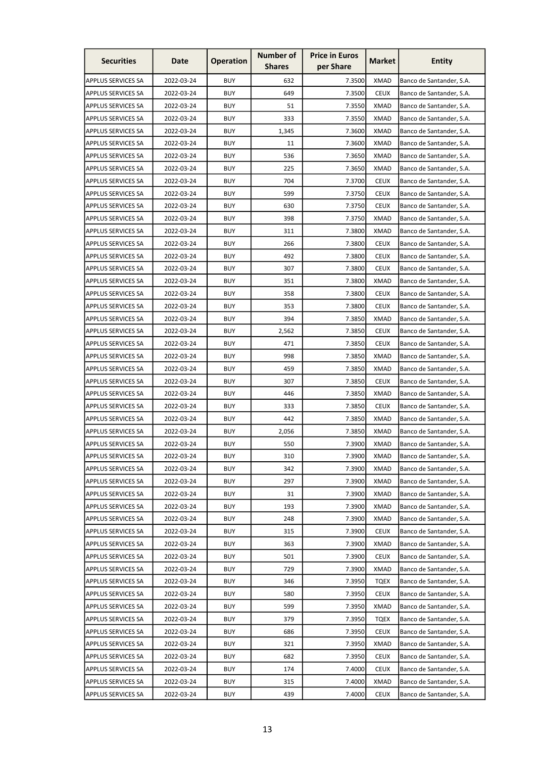| Securities | Date | Operation | Number of Shares | Price in Euros per Share | Market | Entity |
|---|---|---|---|---|---|---|
| APPLUS SERVICES SA | 2022-03-24 | BUY | 632 | 7.3500 | XMAD | Banco de Santander, S.A. |
| APPLUS SERVICES SA | 2022-03-24 | BUY | 649 | 7.3500 | CEUX | Banco de Santander, S.A. |
| APPLUS SERVICES SA | 2022-03-24 | BUY | 51 | 7.3550 | XMAD | Banco de Santander, S.A. |
| APPLUS SERVICES SA | 2022-03-24 | BUY | 333 | 7.3550 | XMAD | Banco de Santander, S.A. |
| APPLUS SERVICES SA | 2022-03-24 | BUY | 1,345 | 7.3600 | XMAD | Banco de Santander, S.A. |
| APPLUS SERVICES SA | 2022-03-24 | BUY | 11 | 7.3600 | XMAD | Banco de Santander, S.A. |
| APPLUS SERVICES SA | 2022-03-24 | BUY | 536 | 7.3650 | XMAD | Banco de Santander, S.A. |
| APPLUS SERVICES SA | 2022-03-24 | BUY | 225 | 7.3650 | XMAD | Banco de Santander, S.A. |
| APPLUS SERVICES SA | 2022-03-24 | BUY | 704 | 7.3700 | CEUX | Banco de Santander, S.A. |
| APPLUS SERVICES SA | 2022-03-24 | BUY | 599 | 7.3750 | CEUX | Banco de Santander, S.A. |
| APPLUS SERVICES SA | 2022-03-24 | BUY | 630 | 7.3750 | CEUX | Banco de Santander, S.A. |
| APPLUS SERVICES SA | 2022-03-24 | BUY | 398 | 7.3750 | XMAD | Banco de Santander, S.A. |
| APPLUS SERVICES SA | 2022-03-24 | BUY | 311 | 7.3800 | XMAD | Banco de Santander, S.A. |
| APPLUS SERVICES SA | 2022-03-24 | BUY | 266 | 7.3800 | CEUX | Banco de Santander, S.A. |
| APPLUS SERVICES SA | 2022-03-24 | BUY | 492 | 7.3800 | CEUX | Banco de Santander, S.A. |
| APPLUS SERVICES SA | 2022-03-24 | BUY | 307 | 7.3800 | CEUX | Banco de Santander, S.A. |
| APPLUS SERVICES SA | 2022-03-24 | BUY | 351 | 7.3800 | XMAD | Banco de Santander, S.A. |
| APPLUS SERVICES SA | 2022-03-24 | BUY | 358 | 7.3800 | CEUX | Banco de Santander, S.A. |
| APPLUS SERVICES SA | 2022-03-24 | BUY | 353 | 7.3800 | CEUX | Banco de Santander, S.A. |
| APPLUS SERVICES SA | 2022-03-24 | BUY | 394 | 7.3850 | XMAD | Banco de Santander, S.A. |
| APPLUS SERVICES SA | 2022-03-24 | BUY | 2,562 | 7.3850 | CEUX | Banco de Santander, S.A. |
| APPLUS SERVICES SA | 2022-03-24 | BUY | 471 | 7.3850 | CEUX | Banco de Santander, S.A. |
| APPLUS SERVICES SA | 2022-03-24 | BUY | 998 | 7.3850 | XMAD | Banco de Santander, S.A. |
| APPLUS SERVICES SA | 2022-03-24 | BUY | 459 | 7.3850 | XMAD | Banco de Santander, S.A. |
| APPLUS SERVICES SA | 2022-03-24 | BUY | 307 | 7.3850 | CEUX | Banco de Santander, S.A. |
| APPLUS SERVICES SA | 2022-03-24 | BUY | 446 | 7.3850 | XMAD | Banco de Santander, S.A. |
| APPLUS SERVICES SA | 2022-03-24 | BUY | 333 | 7.3850 | CEUX | Banco de Santander, S.A. |
| APPLUS SERVICES SA | 2022-03-24 | BUY | 442 | 7.3850 | XMAD | Banco de Santander, S.A. |
| APPLUS SERVICES SA | 2022-03-24 | BUY | 2,056 | 7.3850 | XMAD | Banco de Santander, S.A. |
| APPLUS SERVICES SA | 2022-03-24 | BUY | 550 | 7.3900 | XMAD | Banco de Santander, S.A. |
| APPLUS SERVICES SA | 2022-03-24 | BUY | 310 | 7.3900 | XMAD | Banco de Santander, S.A. |
| APPLUS SERVICES SA | 2022-03-24 | BUY | 342 | 7.3900 | XMAD | Banco de Santander, S.A. |
| APPLUS SERVICES SA | 2022-03-24 | BUY | 297 | 7.3900 | XMAD | Banco de Santander, S.A. |
| APPLUS SERVICES SA | 2022-03-24 | BUY | 31 | 7.3900 | XMAD | Banco de Santander, S.A. |
| APPLUS SERVICES SA | 2022-03-24 | BUY | 193 | 7.3900 | XMAD | Banco de Santander, S.A. |
| APPLUS SERVICES SA | 2022-03-24 | BUY | 248 | 7.3900 | XMAD | Banco de Santander, S.A. |
| APPLUS SERVICES SA | 2022-03-24 | BUY | 315 | 7.3900 | CEUX | Banco de Santander, S.A. |
| APPLUS SERVICES SA | 2022-03-24 | BUY | 363 | 7.3900 | XMAD | Banco de Santander, S.A. |
| APPLUS SERVICES SA | 2022-03-24 | BUY | 501 | 7.3900 | CEUX | Banco de Santander, S.A. |
| APPLUS SERVICES SA | 2022-03-24 | BUY | 729 | 7.3900 | XMAD | Banco de Santander, S.A. |
| APPLUS SERVICES SA | 2022-03-24 | BUY | 346 | 7.3950 | TQEX | Banco de Santander, S.A. |
| APPLUS SERVICES SA | 2022-03-24 | BUY | 580 | 7.3950 | CEUX | Banco de Santander, S.A. |
| APPLUS SERVICES SA | 2022-03-24 | BUY | 599 | 7.3950 | XMAD | Banco de Santander, S.A. |
| APPLUS SERVICES SA | 2022-03-24 | BUY | 379 | 7.3950 | TQEX | Banco de Santander, S.A. |
| APPLUS SERVICES SA | 2022-03-24 | BUY | 686 | 7.3950 | CEUX | Banco de Santander, S.A. |
| APPLUS SERVICES SA | 2022-03-24 | BUY | 321 | 7.3950 | XMAD | Banco de Santander, S.A. |
| APPLUS SERVICES SA | 2022-03-24 | BUY | 682 | 7.3950 | CEUX | Banco de Santander, S.A. |
| APPLUS SERVICES SA | 2022-03-24 | BUY | 174 | 7.4000 | CEUX | Banco de Santander, S.A. |
| APPLUS SERVICES SA | 2022-03-24 | BUY | 315 | 7.4000 | XMAD | Banco de Santander, S.A. |
| APPLUS SERVICES SA | 2022-03-24 | BUY | 439 | 7.4000 | CEUX | Banco de Santander, S.A. |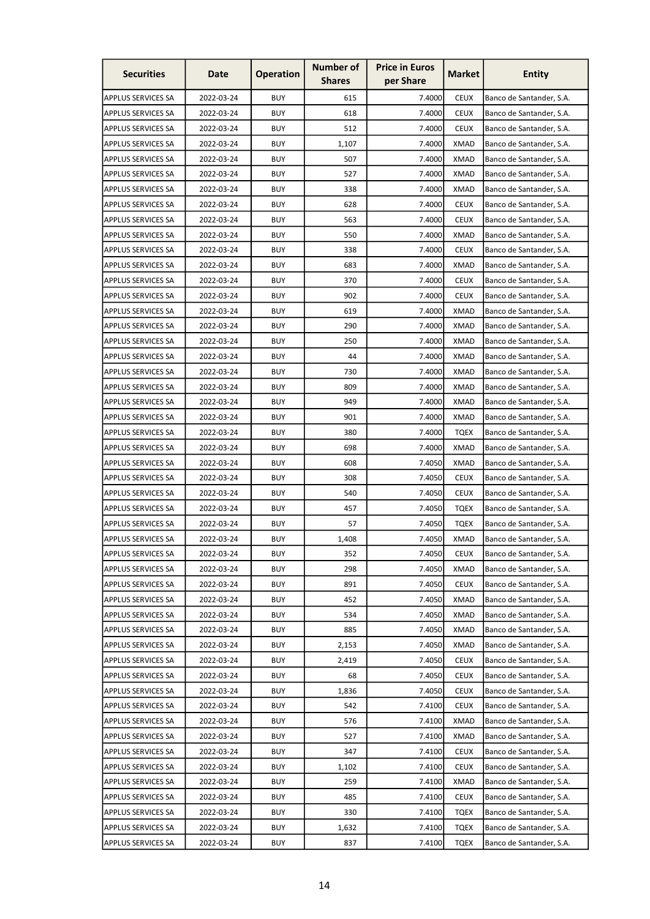| Securities | Date | Operation | Number of Shares | Price in Euros per Share | Market | Entity |
|---|---|---|---|---|---|---|
| APPLUS SERVICES SA | 2022-03-24 | BUY | 615 | 7.4000 | CEUX | Banco de Santander, S.A. |
| APPLUS SERVICES SA | 2022-03-24 | BUY | 618 | 7.4000 | CEUX | Banco de Santander, S.A. |
| APPLUS SERVICES SA | 2022-03-24 | BUY | 512 | 7.4000 | CEUX | Banco de Santander, S.A. |
| APPLUS SERVICES SA | 2022-03-24 | BUY | 1,107 | 7.4000 | XMAD | Banco de Santander, S.A. |
| APPLUS SERVICES SA | 2022-03-24 | BUY | 507 | 7.4000 | XMAD | Banco de Santander, S.A. |
| APPLUS SERVICES SA | 2022-03-24 | BUY | 527 | 7.4000 | XMAD | Banco de Santander, S.A. |
| APPLUS SERVICES SA | 2022-03-24 | BUY | 338 | 7.4000 | XMAD | Banco de Santander, S.A. |
| APPLUS SERVICES SA | 2022-03-24 | BUY | 628 | 7.4000 | CEUX | Banco de Santander, S.A. |
| APPLUS SERVICES SA | 2022-03-24 | BUY | 563 | 7.4000 | CEUX | Banco de Santander, S.A. |
| APPLUS SERVICES SA | 2022-03-24 | BUY | 550 | 7.4000 | XMAD | Banco de Santander, S.A. |
| APPLUS SERVICES SA | 2022-03-24 | BUY | 338 | 7.4000 | CEUX | Banco de Santander, S.A. |
| APPLUS SERVICES SA | 2022-03-24 | BUY | 683 | 7.4000 | XMAD | Banco de Santander, S.A. |
| APPLUS SERVICES SA | 2022-03-24 | BUY | 370 | 7.4000 | CEUX | Banco de Santander, S.A. |
| APPLUS SERVICES SA | 2022-03-24 | BUY | 902 | 7.4000 | CEUX | Banco de Santander, S.A. |
| APPLUS SERVICES SA | 2022-03-24 | BUY | 619 | 7.4000 | XMAD | Banco de Santander, S.A. |
| APPLUS SERVICES SA | 2022-03-24 | BUY | 290 | 7.4000 | XMAD | Banco de Santander, S.A. |
| APPLUS SERVICES SA | 2022-03-24 | BUY | 250 | 7.4000 | XMAD | Banco de Santander, S.A. |
| APPLUS SERVICES SA | 2022-03-24 | BUY | 44 | 7.4000 | XMAD | Banco de Santander, S.A. |
| APPLUS SERVICES SA | 2022-03-24 | BUY | 730 | 7.4000 | XMAD | Banco de Santander, S.A. |
| APPLUS SERVICES SA | 2022-03-24 | BUY | 809 | 7.4000 | XMAD | Banco de Santander, S.A. |
| APPLUS SERVICES SA | 2022-03-24 | BUY | 949 | 7.4000 | XMAD | Banco de Santander, S.A. |
| APPLUS SERVICES SA | 2022-03-24 | BUY | 901 | 7.4000 | XMAD | Banco de Santander, S.A. |
| APPLUS SERVICES SA | 2022-03-24 | BUY | 380 | 7.4000 | TQEX | Banco de Santander, S.A. |
| APPLUS SERVICES SA | 2022-03-24 | BUY | 698 | 7.4000 | XMAD | Banco de Santander, S.A. |
| APPLUS SERVICES SA | 2022-03-24 | BUY | 608 | 7.4050 | XMAD | Banco de Santander, S.A. |
| APPLUS SERVICES SA | 2022-03-24 | BUY | 308 | 7.4050 | CEUX | Banco de Santander, S.A. |
| APPLUS SERVICES SA | 2022-03-24 | BUY | 540 | 7.4050 | CEUX | Banco de Santander, S.A. |
| APPLUS SERVICES SA | 2022-03-24 | BUY | 457 | 7.4050 | TQEX | Banco de Santander, S.A. |
| APPLUS SERVICES SA | 2022-03-24 | BUY | 57 | 7.4050 | TQEX | Banco de Santander, S.A. |
| APPLUS SERVICES SA | 2022-03-24 | BUY | 1,408 | 7.4050 | XMAD | Banco de Santander, S.A. |
| APPLUS SERVICES SA | 2022-03-24 | BUY | 352 | 7.4050 | CEUX | Banco de Santander, S.A. |
| APPLUS SERVICES SA | 2022-03-24 | BUY | 298 | 7.4050 | XMAD | Banco de Santander, S.A. |
| APPLUS SERVICES SA | 2022-03-24 | BUY | 891 | 7.4050 | CEUX | Banco de Santander, S.A. |
| APPLUS SERVICES SA | 2022-03-24 | BUY | 452 | 7.4050 | XMAD | Banco de Santander, S.A. |
| APPLUS SERVICES SA | 2022-03-24 | BUY | 534 | 7.4050 | XMAD | Banco de Santander, S.A. |
| APPLUS SERVICES SA | 2022-03-24 | BUY | 885 | 7.4050 | XMAD | Banco de Santander, S.A. |
| APPLUS SERVICES SA | 2022-03-24 | BUY | 2,153 | 7.4050 | XMAD | Banco de Santander, S.A. |
| APPLUS SERVICES SA | 2022-03-24 | BUY | 2,419 | 7.4050 | CEUX | Banco de Santander, S.A. |
| APPLUS SERVICES SA | 2022-03-24 | BUY | 68 | 7.4050 | CEUX | Banco de Santander, S.A. |
| APPLUS SERVICES SA | 2022-03-24 | BUY | 1,836 | 7.4050 | CEUX | Banco de Santander, S.A. |
| APPLUS SERVICES SA | 2022-03-24 | BUY | 542 | 7.4100 | CEUX | Banco de Santander, S.A. |
| APPLUS SERVICES SA | 2022-03-24 | BUY | 576 | 7.4100 | XMAD | Banco de Santander, S.A. |
| APPLUS SERVICES SA | 2022-03-24 | BUY | 527 | 7.4100 | XMAD | Banco de Santander, S.A. |
| APPLUS SERVICES SA | 2022-03-24 | BUY | 347 | 7.4100 | CEUX | Banco de Santander, S.A. |
| APPLUS SERVICES SA | 2022-03-24 | BUY | 1,102 | 7.4100 | CEUX | Banco de Santander, S.A. |
| APPLUS SERVICES SA | 2022-03-24 | BUY | 259 | 7.4100 | XMAD | Banco de Santander, S.A. |
| APPLUS SERVICES SA | 2022-03-24 | BUY | 485 | 7.4100 | CEUX | Banco de Santander, S.A. |
| APPLUS SERVICES SA | 2022-03-24 | BUY | 330 | 7.4100 | TQEX | Banco de Santander, S.A. |
| APPLUS SERVICES SA | 2022-03-24 | BUY | 1,632 | 7.4100 | TQEX | Banco de Santander, S.A. |
| APPLUS SERVICES SA | 2022-03-24 | BUY | 837 | 7.4100 | TQEX | Banco de Santander, S.A. |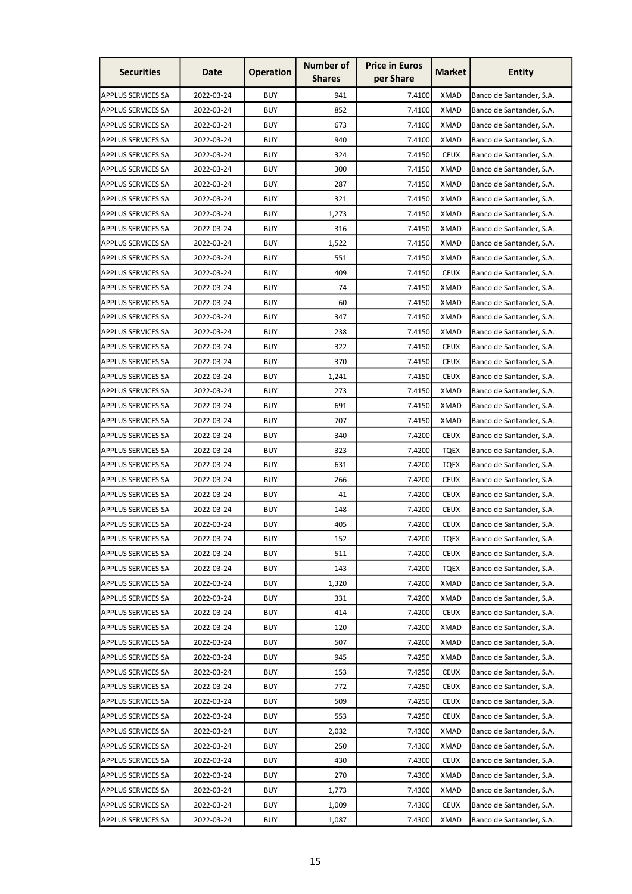| Securities | Date | Operation | Number of Shares | Price in Euros per Share | Market | Entity |
|---|---|---|---|---|---|---|
| APPLUS SERVICES SA | 2022-03-24 | BUY | 941 | 7.4100 | XMAD | Banco de Santander, S.A. |
| APPLUS SERVICES SA | 2022-03-24 | BUY | 852 | 7.4100 | XMAD | Banco de Santander, S.A. |
| APPLUS SERVICES SA | 2022-03-24 | BUY | 673 | 7.4100 | XMAD | Banco de Santander, S.A. |
| APPLUS SERVICES SA | 2022-03-24 | BUY | 940 | 7.4100 | XMAD | Banco de Santander, S.A. |
| APPLUS SERVICES SA | 2022-03-24 | BUY | 324 | 7.4150 | CEUX | Banco de Santander, S.A. |
| APPLUS SERVICES SA | 2022-03-24 | BUY | 300 | 7.4150 | XMAD | Banco de Santander, S.A. |
| APPLUS SERVICES SA | 2022-03-24 | BUY | 287 | 7.4150 | XMAD | Banco de Santander, S.A. |
| APPLUS SERVICES SA | 2022-03-24 | BUY | 321 | 7.4150 | XMAD | Banco de Santander, S.A. |
| APPLUS SERVICES SA | 2022-03-24 | BUY | 1,273 | 7.4150 | XMAD | Banco de Santander, S.A. |
| APPLUS SERVICES SA | 2022-03-24 | BUY | 316 | 7.4150 | XMAD | Banco de Santander, S.A. |
| APPLUS SERVICES SA | 2022-03-24 | BUY | 1,522 | 7.4150 | XMAD | Banco de Santander, S.A. |
| APPLUS SERVICES SA | 2022-03-24 | BUY | 551 | 7.4150 | XMAD | Banco de Santander, S.A. |
| APPLUS SERVICES SA | 2022-03-24 | BUY | 409 | 7.4150 | CEUX | Banco de Santander, S.A. |
| APPLUS SERVICES SA | 2022-03-24 | BUY | 74 | 7.4150 | XMAD | Banco de Santander, S.A. |
| APPLUS SERVICES SA | 2022-03-24 | BUY | 60 | 7.4150 | XMAD | Banco de Santander, S.A. |
| APPLUS SERVICES SA | 2022-03-24 | BUY | 347 | 7.4150 | XMAD | Banco de Santander, S.A. |
| APPLUS SERVICES SA | 2022-03-24 | BUY | 238 | 7.4150 | XMAD | Banco de Santander, S.A. |
| APPLUS SERVICES SA | 2022-03-24 | BUY | 322 | 7.4150 | CEUX | Banco de Santander, S.A. |
| APPLUS SERVICES SA | 2022-03-24 | BUY | 370 | 7.4150 | CEUX | Banco de Santander, S.A. |
| APPLUS SERVICES SA | 2022-03-24 | BUY | 1,241 | 7.4150 | CEUX | Banco de Santander, S.A. |
| APPLUS SERVICES SA | 2022-03-24 | BUY | 273 | 7.4150 | XMAD | Banco de Santander, S.A. |
| APPLUS SERVICES SA | 2022-03-24 | BUY | 691 | 7.4150 | XMAD | Banco de Santander, S.A. |
| APPLUS SERVICES SA | 2022-03-24 | BUY | 707 | 7.4150 | XMAD | Banco de Santander, S.A. |
| APPLUS SERVICES SA | 2022-03-24 | BUY | 340 | 7.4200 | CEUX | Banco de Santander, S.A. |
| APPLUS SERVICES SA | 2022-03-24 | BUY | 323 | 7.4200 | TQEX | Banco de Santander, S.A. |
| APPLUS SERVICES SA | 2022-03-24 | BUY | 631 | 7.4200 | TQEX | Banco de Santander, S.A. |
| APPLUS SERVICES SA | 2022-03-24 | BUY | 266 | 7.4200 | CEUX | Banco de Santander, S.A. |
| APPLUS SERVICES SA | 2022-03-24 | BUY | 41 | 7.4200 | CEUX | Banco de Santander, S.A. |
| APPLUS SERVICES SA | 2022-03-24 | BUY | 148 | 7.4200 | CEUX | Banco de Santander, S.A. |
| APPLUS SERVICES SA | 2022-03-24 | BUY | 405 | 7.4200 | CEUX | Banco de Santander, S.A. |
| APPLUS SERVICES SA | 2022-03-24 | BUY | 152 | 7.4200 | TQEX | Banco de Santander, S.A. |
| APPLUS SERVICES SA | 2022-03-24 | BUY | 511 | 7.4200 | CEUX | Banco de Santander, S.A. |
| APPLUS SERVICES SA | 2022-03-24 | BUY | 143 | 7.4200 | TQEX | Banco de Santander, S.A. |
| APPLUS SERVICES SA | 2022-03-24 | BUY | 1,320 | 7.4200 | XMAD | Banco de Santander, S.A. |
| APPLUS SERVICES SA | 2022-03-24 | BUY | 331 | 7.4200 | XMAD | Banco de Santander, S.A. |
| APPLUS SERVICES SA | 2022-03-24 | BUY | 414 | 7.4200 | CEUX | Banco de Santander, S.A. |
| APPLUS SERVICES SA | 2022-03-24 | BUY | 120 | 7.4200 | XMAD | Banco de Santander, S.A. |
| APPLUS SERVICES SA | 2022-03-24 | BUY | 507 | 7.4200 | XMAD | Banco de Santander, S.A. |
| APPLUS SERVICES SA | 2022-03-24 | BUY | 945 | 7.4250 | XMAD | Banco de Santander, S.A. |
| APPLUS SERVICES SA | 2022-03-24 | BUY | 153 | 7.4250 | CEUX | Banco de Santander, S.A. |
| APPLUS SERVICES SA | 2022-03-24 | BUY | 772 | 7.4250 | CEUX | Banco de Santander, S.A. |
| APPLUS SERVICES SA | 2022-03-24 | BUY | 509 | 7.4250 | CEUX | Banco de Santander, S.A. |
| APPLUS SERVICES SA | 2022-03-24 | BUY | 553 | 7.4250 | CEUX | Banco de Santander, S.A. |
| APPLUS SERVICES SA | 2022-03-24 | BUY | 2,032 | 7.4300 | XMAD | Banco de Santander, S.A. |
| APPLUS SERVICES SA | 2022-03-24 | BUY | 250 | 7.4300 | XMAD | Banco de Santander, S.A. |
| APPLUS SERVICES SA | 2022-03-24 | BUY | 430 | 7.4300 | CEUX | Banco de Santander, S.A. |
| APPLUS SERVICES SA | 2022-03-24 | BUY | 270 | 7.4300 | XMAD | Banco de Santander, S.A. |
| APPLUS SERVICES SA | 2022-03-24 | BUY | 1,773 | 7.4300 | XMAD | Banco de Santander, S.A. |
| APPLUS SERVICES SA | 2022-03-24 | BUY | 1,009 | 7.4300 | CEUX | Banco de Santander, S.A. |
| APPLUS SERVICES SA | 2022-03-24 | BUY | 1,087 | 7.4300 | XMAD | Banco de Santander, S.A. |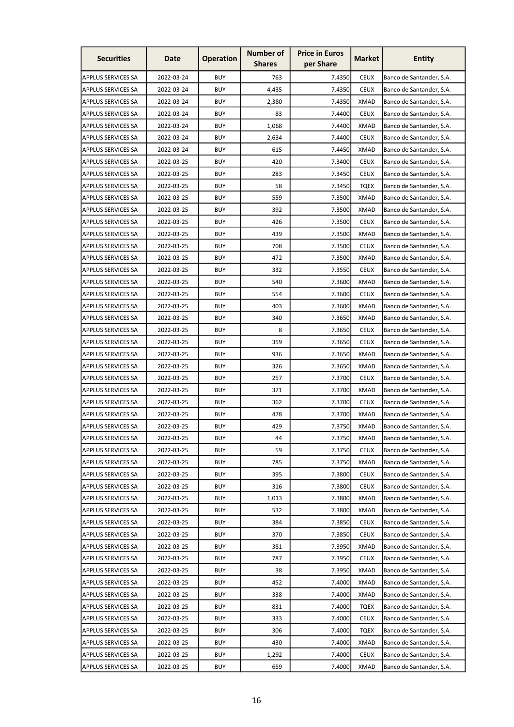| Securities | Date | Operation | Number of Shares | Price in Euros per Share | Market | Entity |
|---|---|---|---|---|---|---|
| APPLUS SERVICES SA | 2022-03-24 | BUY | 763 | 7.4350 | CEUX | Banco de Santander, S.A. |
| APPLUS SERVICES SA | 2022-03-24 | BUY | 4,435 | 7.4350 | CEUX | Banco de Santander, S.A. |
| APPLUS SERVICES SA | 2022-03-24 | BUY | 2,380 | 7.4350 | XMAD | Banco de Santander, S.A. |
| APPLUS SERVICES SA | 2022-03-24 | BUY | 83 | 7.4400 | CEUX | Banco de Santander, S.A. |
| APPLUS SERVICES SA | 2022-03-24 | BUY | 1,068 | 7.4400 | XMAD | Banco de Santander, S.A. |
| APPLUS SERVICES SA | 2022-03-24 | BUY | 2,634 | 7.4400 | CEUX | Banco de Santander, S.A. |
| APPLUS SERVICES SA | 2022-03-24 | BUY | 615 | 7.4450 | XMAD | Banco de Santander, S.A. |
| APPLUS SERVICES SA | 2022-03-25 | BUY | 420 | 7.3400 | CEUX | Banco de Santander, S.A. |
| APPLUS SERVICES SA | 2022-03-25 | BUY | 283 | 7.3450 | CEUX | Banco de Santander, S.A. |
| APPLUS SERVICES SA | 2022-03-25 | BUY | 58 | 7.3450 | TQEX | Banco de Santander, S.A. |
| APPLUS SERVICES SA | 2022-03-25 | BUY | 559 | 7.3500 | XMAD | Banco de Santander, S.A. |
| APPLUS SERVICES SA | 2022-03-25 | BUY | 392 | 7.3500 | XMAD | Banco de Santander, S.A. |
| APPLUS SERVICES SA | 2022-03-25 | BUY | 426 | 7.3500 | CEUX | Banco de Santander, S.A. |
| APPLUS SERVICES SA | 2022-03-25 | BUY | 439 | 7.3500 | XMAD | Banco de Santander, S.A. |
| APPLUS SERVICES SA | 2022-03-25 | BUY | 708 | 7.3500 | CEUX | Banco de Santander, S.A. |
| APPLUS SERVICES SA | 2022-03-25 | BUY | 472 | 7.3500 | XMAD | Banco de Santander, S.A. |
| APPLUS SERVICES SA | 2022-03-25 | BUY | 332 | 7.3550 | CEUX | Banco de Santander, S.A. |
| APPLUS SERVICES SA | 2022-03-25 | BUY | 540 | 7.3600 | XMAD | Banco de Santander, S.A. |
| APPLUS SERVICES SA | 2022-03-25 | BUY | 554 | 7.3600 | CEUX | Banco de Santander, S.A. |
| APPLUS SERVICES SA | 2022-03-25 | BUY | 403 | 7.3600 | XMAD | Banco de Santander, S.A. |
| APPLUS SERVICES SA | 2022-03-25 | BUY | 340 | 7.3650 | XMAD | Banco de Santander, S.A. |
| APPLUS SERVICES SA | 2022-03-25 | BUY | 8 | 7.3650 | CEUX | Banco de Santander, S.A. |
| APPLUS SERVICES SA | 2022-03-25 | BUY | 359 | 7.3650 | CEUX | Banco de Santander, S.A. |
| APPLUS SERVICES SA | 2022-03-25 | BUY | 936 | 7.3650 | XMAD | Banco de Santander, S.A. |
| APPLUS SERVICES SA | 2022-03-25 | BUY | 326 | 7.3650 | XMAD | Banco de Santander, S.A. |
| APPLUS SERVICES SA | 2022-03-25 | BUY | 257 | 7.3700 | CEUX | Banco de Santander, S.A. |
| APPLUS SERVICES SA | 2022-03-25 | BUY | 371 | 7.3700 | XMAD | Banco de Santander, S.A. |
| APPLUS SERVICES SA | 2022-03-25 | BUY | 362 | 7.3700 | CEUX | Banco de Santander, S.A. |
| APPLUS SERVICES SA | 2022-03-25 | BUY | 478 | 7.3700 | XMAD | Banco de Santander, S.A. |
| APPLUS SERVICES SA | 2022-03-25 | BUY | 429 | 7.3750 | XMAD | Banco de Santander, S.A. |
| APPLUS SERVICES SA | 2022-03-25 | BUY | 44 | 7.3750 | XMAD | Banco de Santander, S.A. |
| APPLUS SERVICES SA | 2022-03-25 | BUY | 59 | 7.3750 | CEUX | Banco de Santander, S.A. |
| APPLUS SERVICES SA | 2022-03-25 | BUY | 785 | 7.3750 | XMAD | Banco de Santander, S.A. |
| APPLUS SERVICES SA | 2022-03-25 | BUY | 395 | 7.3800 | CEUX | Banco de Santander, S.A. |
| APPLUS SERVICES SA | 2022-03-25 | BUY | 316 | 7.3800 | CEUX | Banco de Santander, S.A. |
| APPLUS SERVICES SA | 2022-03-25 | BUY | 1,013 | 7.3800 | XMAD | Banco de Santander, S.A. |
| APPLUS SERVICES SA | 2022-03-25 | BUY | 532 | 7.3800 | XMAD | Banco de Santander, S.A. |
| APPLUS SERVICES SA | 2022-03-25 | BUY | 384 | 7.3850 | CEUX | Banco de Santander, S.A. |
| APPLUS SERVICES SA | 2022-03-25 | BUY | 370 | 7.3850 | CEUX | Banco de Santander, S.A. |
| APPLUS SERVICES SA | 2022-03-25 | BUY | 381 | 7.3950 | XMAD | Banco de Santander, S.A. |
| APPLUS SERVICES SA | 2022-03-25 | BUY | 787 | 7.3950 | CEUX | Banco de Santander, S.A. |
| APPLUS SERVICES SA | 2022-03-25 | BUY | 38 | 7.3950 | XMAD | Banco de Santander, S.A. |
| APPLUS SERVICES SA | 2022-03-25 | BUY | 452 | 7.4000 | XMAD | Banco de Santander, S.A. |
| APPLUS SERVICES SA | 2022-03-25 | BUY | 338 | 7.4000 | XMAD | Banco de Santander, S.A. |
| APPLUS SERVICES SA | 2022-03-25 | BUY | 831 | 7.4000 | TQEX | Banco de Santander, S.A. |
| APPLUS SERVICES SA | 2022-03-25 | BUY | 333 | 7.4000 | CEUX | Banco de Santander, S.A. |
| APPLUS SERVICES SA | 2022-03-25 | BUY | 306 | 7.4000 | TQEX | Banco de Santander, S.A. |
| APPLUS SERVICES SA | 2022-03-25 | BUY | 430 | 7.4000 | XMAD | Banco de Santander, S.A. |
| APPLUS SERVICES SA | 2022-03-25 | BUY | 1,292 | 7.4000 | CEUX | Banco de Santander, S.A. |
| APPLUS SERVICES SA | 2022-03-25 | BUY | 659 | 7.4000 | XMAD | Banco de Santander, S.A. |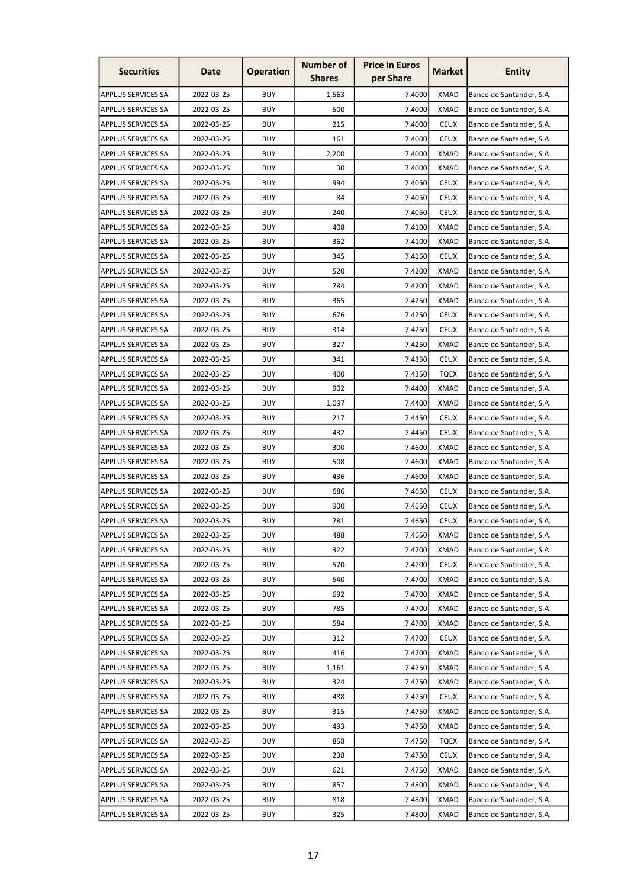| Securities | Date | Operation | Number of Shares | Price in Euros per Share | Market | Entity |
|---|---|---|---|---|---|---|
| APPLUS SERVICES SA | 2022-03-25 | BUY | 1,563 | 7.4000 | XMAD | Banco de Santander, S.A. |
| APPLUS SERVICES SA | 2022-03-25 | BUY | 500 | 7.4000 | XMAD | Banco de Santander, S.A. |
| APPLUS SERVICES SA | 2022-03-25 | BUY | 215 | 7.4000 | CEUX | Banco de Santander, S.A. |
| APPLUS SERVICES SA | 2022-03-25 | BUY | 161 | 7.4000 | CEUX | Banco de Santander, S.A. |
| APPLUS SERVICES SA | 2022-03-25 | BUY | 2,200 | 7.4000 | XMAD | Banco de Santander, S.A. |
| APPLUS SERVICES SA | 2022-03-25 | BUY | 30 | 7.4000 | XMAD | Banco de Santander, S.A. |
| APPLUS SERVICES SA | 2022-03-25 | BUY | 994 | 7.4050 | CEUX | Banco de Santander, S.A. |
| APPLUS SERVICES SA | 2022-03-25 | BUY | 84 | 7.4050 | CEUX | Banco de Santander, S.A. |
| APPLUS SERVICES SA | 2022-03-25 | BUY | 240 | 7.4050 | CEUX | Banco de Santander, S.A. |
| APPLUS SERVICES SA | 2022-03-25 | BUY | 408 | 7.4100 | XMAD | Banco de Santander, S.A. |
| APPLUS SERVICES SA | 2022-03-25 | BUY | 362 | 7.4100 | XMAD | Banco de Santander, S.A. |
| APPLUS SERVICES SA | 2022-03-25 | BUY | 345 | 7.4150 | CEUX | Banco de Santander, S.A. |
| APPLUS SERVICES SA | 2022-03-25 | BUY | 520 | 7.4200 | XMAD | Banco de Santander, S.A. |
| APPLUS SERVICES SA | 2022-03-25 | BUY | 784 | 7.4200 | XMAD | Banco de Santander, S.A. |
| APPLUS SERVICES SA | 2022-03-25 | BUY | 365 | 7.4250 | XMAD | Banco de Santander, S.A. |
| APPLUS SERVICES SA | 2022-03-25 | BUY | 676 | 7.4250 | CEUX | Banco de Santander, S.A. |
| APPLUS SERVICES SA | 2022-03-25 | BUY | 314 | 7.4250 | CEUX | Banco de Santander, S.A. |
| APPLUS SERVICES SA | 2022-03-25 | BUY | 327 | 7.4250 | XMAD | Banco de Santander, S.A. |
| APPLUS SERVICES SA | 2022-03-25 | BUY | 341 | 7.4350 | CEUX | Banco de Santander, S.A. |
| APPLUS SERVICES SA | 2022-03-25 | BUY | 400 | 7.4350 | TQEX | Banco de Santander, S.A. |
| APPLUS SERVICES SA | 2022-03-25 | BUY | 902 | 7.4400 | XMAD | Banco de Santander, S.A. |
| APPLUS SERVICES SA | 2022-03-25 | BUY | 1,097 | 7.4400 | XMAD | Banco de Santander, S.A. |
| APPLUS SERVICES SA | 2022-03-25 | BUY | 217 | 7.4450 | CEUX | Banco de Santander, S.A. |
| APPLUS SERVICES SA | 2022-03-25 | BUY | 432 | 7.4450 | CEUX | Banco de Santander, S.A. |
| APPLUS SERVICES SA | 2022-03-25 | BUY | 300 | 7.4600 | XMAD | Banco de Santander, S.A. |
| APPLUS SERVICES SA | 2022-03-25 | BUY | 508 | 7.4600 | XMAD | Banco de Santander, S.A. |
| APPLUS SERVICES SA | 2022-03-25 | BUY | 436 | 7.4600 | XMAD | Banco de Santander, S.A. |
| APPLUS SERVICES SA | 2022-03-25 | BUY | 686 | 7.4650 | CEUX | Banco de Santander, S.A. |
| APPLUS SERVICES SA | 2022-03-25 | BUY | 900 | 7.4650 | CEUX | Banco de Santander, S.A. |
| APPLUS SERVICES SA | 2022-03-25 | BUY | 781 | 7.4650 | CEUX | Banco de Santander, S.A. |
| APPLUS SERVICES SA | 2022-03-25 | BUY | 488 | 7.4650 | XMAD | Banco de Santander, S.A. |
| APPLUS SERVICES SA | 2022-03-25 | BUY | 322 | 7.4700 | XMAD | Banco de Santander, S.A. |
| APPLUS SERVICES SA | 2022-03-25 | BUY | 570 | 7.4700 | CEUX | Banco de Santander, S.A. |
| APPLUS SERVICES SA | 2022-03-25 | BUY | 540 | 7.4700 | XMAD | Banco de Santander, S.A. |
| APPLUS SERVICES SA | 2022-03-25 | BUY | 692 | 7.4700 | XMAD | Banco de Santander, S.A. |
| APPLUS SERVICES SA | 2022-03-25 | BUY | 785 | 7.4700 | XMAD | Banco de Santander, S.A. |
| APPLUS SERVICES SA | 2022-03-25 | BUY | 584 | 7.4700 | XMAD | Banco de Santander, S.A. |
| APPLUS SERVICES SA | 2022-03-25 | BUY | 312 | 7.4700 | CEUX | Banco de Santander, S.A. |
| APPLUS SERVICES SA | 2022-03-25 | BUY | 416 | 7.4700 | XMAD | Banco de Santander, S.A. |
| APPLUS SERVICES SA | 2022-03-25 | BUY | 1,161 | 7.4750 | XMAD | Banco de Santander, S.A. |
| APPLUS SERVICES SA | 2022-03-25 | BUY | 324 | 7.4750 | XMAD | Banco de Santander, S.A. |
| APPLUS SERVICES SA | 2022-03-25 | BUY | 488 | 7.4750 | CEUX | Banco de Santander, S.A. |
| APPLUS SERVICES SA | 2022-03-25 | BUY | 315 | 7.4750 | XMAD | Banco de Santander, S.A. |
| APPLUS SERVICES SA | 2022-03-25 | BUY | 493 | 7.4750 | XMAD | Banco de Santander, S.A. |
| APPLUS SERVICES SA | 2022-03-25 | BUY | 858 | 7.4750 | TQEX | Banco de Santander, S.A. |
| APPLUS SERVICES SA | 2022-03-25 | BUY | 238 | 7.4750 | CEUX | Banco de Santander, S.A. |
| APPLUS SERVICES SA | 2022-03-25 | BUY | 621 | 7.4750 | XMAD | Banco de Santander, S.A. |
| APPLUS SERVICES SA | 2022-03-25 | BUY | 857 | 7.4800 | XMAD | Banco de Santander, S.A. |
| APPLUS SERVICES SA | 2022-03-25 | BUY | 818 | 7.4800 | XMAD | Banco de Santander, S.A. |
| APPLUS SERVICES SA | 2022-03-25 | BUY | 325 | 7.4800 | XMAD | Banco de Santander, S.A. |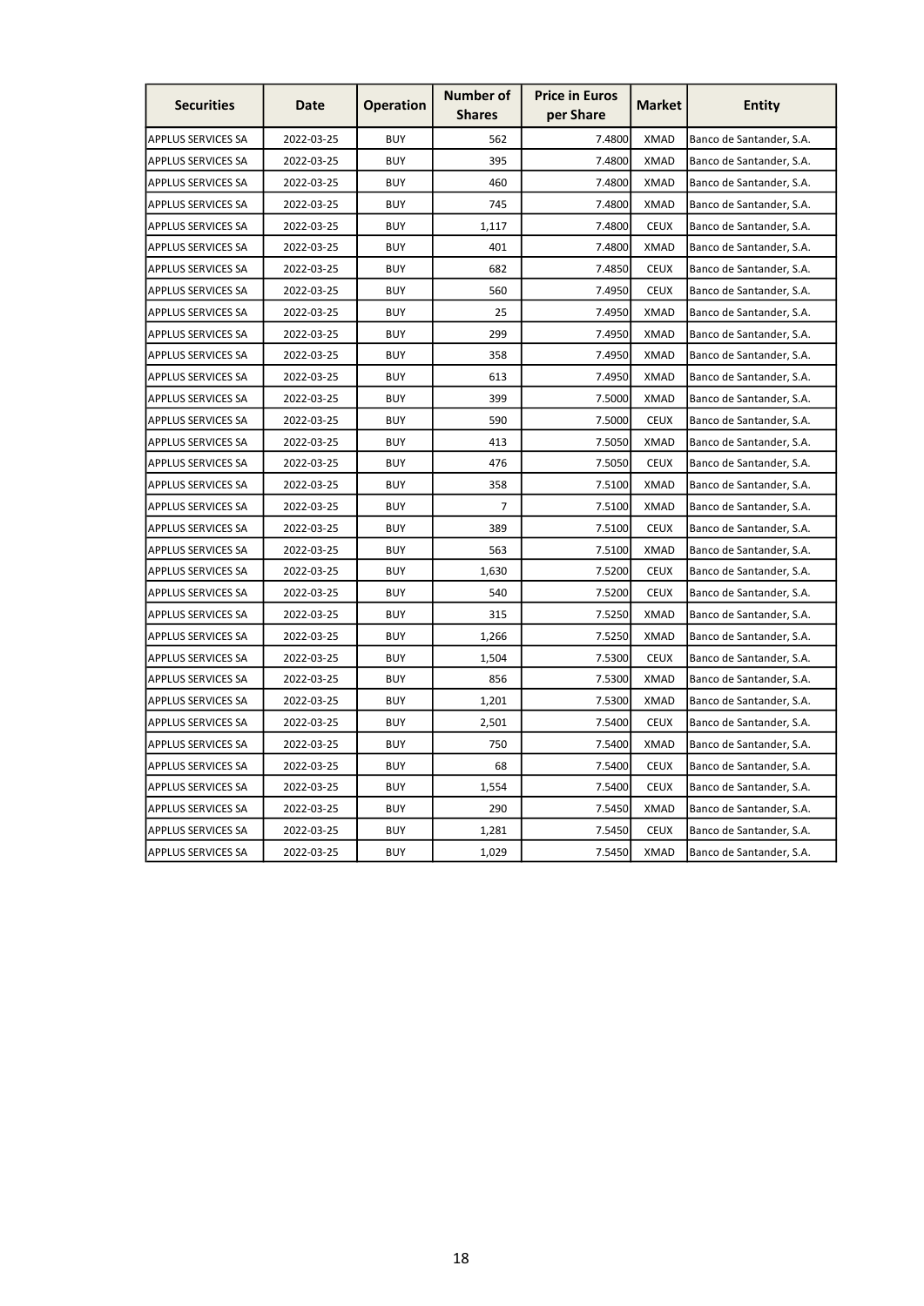| Securities | Date | Operation | Number of Shares | Price in Euros per Share | Market | Entity |
|---|---|---|---|---|---|---|
| APPLUS SERVICES SA | 2022-03-25 | BUY | 562 | 7.4800 | XMAD | Banco de Santander, S.A. |
| APPLUS SERVICES SA | 2022-03-25 | BUY | 395 | 7.4800 | XMAD | Banco de Santander, S.A. |
| APPLUS SERVICES SA | 2022-03-25 | BUY | 460 | 7.4800 | XMAD | Banco de Santander, S.A. |
| APPLUS SERVICES SA | 2022-03-25 | BUY | 745 | 7.4800 | XMAD | Banco de Santander, S.A. |
| APPLUS SERVICES SA | 2022-03-25 | BUY | 1,117 | 7.4800 | CEUX | Banco de Santander, S.A. |
| APPLUS SERVICES SA | 2022-03-25 | BUY | 401 | 7.4800 | XMAD | Banco de Santander, S.A. |
| APPLUS SERVICES SA | 2022-03-25 | BUY | 682 | 7.4850 | CEUX | Banco de Santander, S.A. |
| APPLUS SERVICES SA | 2022-03-25 | BUY | 560 | 7.4950 | CEUX | Banco de Santander, S.A. |
| APPLUS SERVICES SA | 2022-03-25 | BUY | 25 | 7.4950 | XMAD | Banco de Santander, S.A. |
| APPLUS SERVICES SA | 2022-03-25 | BUY | 299 | 7.4950 | XMAD | Banco de Santander, S.A. |
| APPLUS SERVICES SA | 2022-03-25 | BUY | 358 | 7.4950 | XMAD | Banco de Santander, S.A. |
| APPLUS SERVICES SA | 2022-03-25 | BUY | 613 | 7.4950 | XMAD | Banco de Santander, S.A. |
| APPLUS SERVICES SA | 2022-03-25 | BUY | 399 | 7.5000 | XMAD | Banco de Santander, S.A. |
| APPLUS SERVICES SA | 2022-03-25 | BUY | 590 | 7.5000 | CEUX | Banco de Santander, S.A. |
| APPLUS SERVICES SA | 2022-03-25 | BUY | 413 | 7.5050 | XMAD | Banco de Santander, S.A. |
| APPLUS SERVICES SA | 2022-03-25 | BUY | 476 | 7.5050 | CEUX | Banco de Santander, S.A. |
| APPLUS SERVICES SA | 2022-03-25 | BUY | 358 | 7.5100 | XMAD | Banco de Santander, S.A. |
| APPLUS SERVICES SA | 2022-03-25 | BUY | 7 | 7.5100 | XMAD | Banco de Santander, S.A. |
| APPLUS SERVICES SA | 2022-03-25 | BUY | 389 | 7.5100 | CEUX | Banco de Santander, S.A. |
| APPLUS SERVICES SA | 2022-03-25 | BUY | 563 | 7.5100 | XMAD | Banco de Santander, S.A. |
| APPLUS SERVICES SA | 2022-03-25 | BUY | 1,630 | 7.5200 | CEUX | Banco de Santander, S.A. |
| APPLUS SERVICES SA | 2022-03-25 | BUY | 540 | 7.5200 | CEUX | Banco de Santander, S.A. |
| APPLUS SERVICES SA | 2022-03-25 | BUY | 315 | 7.5250 | XMAD | Banco de Santander, S.A. |
| APPLUS SERVICES SA | 2022-03-25 | BUY | 1,266 | 7.5250 | XMAD | Banco de Santander, S.A. |
| APPLUS SERVICES SA | 2022-03-25 | BUY | 1,504 | 7.5300 | CEUX | Banco de Santander, S.A. |
| APPLUS SERVICES SA | 2022-03-25 | BUY | 856 | 7.5300 | XMAD | Banco de Santander, S.A. |
| APPLUS SERVICES SA | 2022-03-25 | BUY | 1,201 | 7.5300 | XMAD | Banco de Santander, S.A. |
| APPLUS SERVICES SA | 2022-03-25 | BUY | 2,501 | 7.5400 | CEUX | Banco de Santander, S.A. |
| APPLUS SERVICES SA | 2022-03-25 | BUY | 750 | 7.5400 | XMAD | Banco de Santander, S.A. |
| APPLUS SERVICES SA | 2022-03-25 | BUY | 68 | 7.5400 | CEUX | Banco de Santander, S.A. |
| APPLUS SERVICES SA | 2022-03-25 | BUY | 1,554 | 7.5400 | CEUX | Banco de Santander, S.A. |
| APPLUS SERVICES SA | 2022-03-25 | BUY | 290 | 7.5450 | XMAD | Banco de Santander, S.A. |
| APPLUS SERVICES SA | 2022-03-25 | BUY | 1,281 | 7.5450 | CEUX | Banco de Santander, S.A. |
| APPLUS SERVICES SA | 2022-03-25 | BUY | 1,029 | 7.5450 | XMAD | Banco de Santander, S.A. |